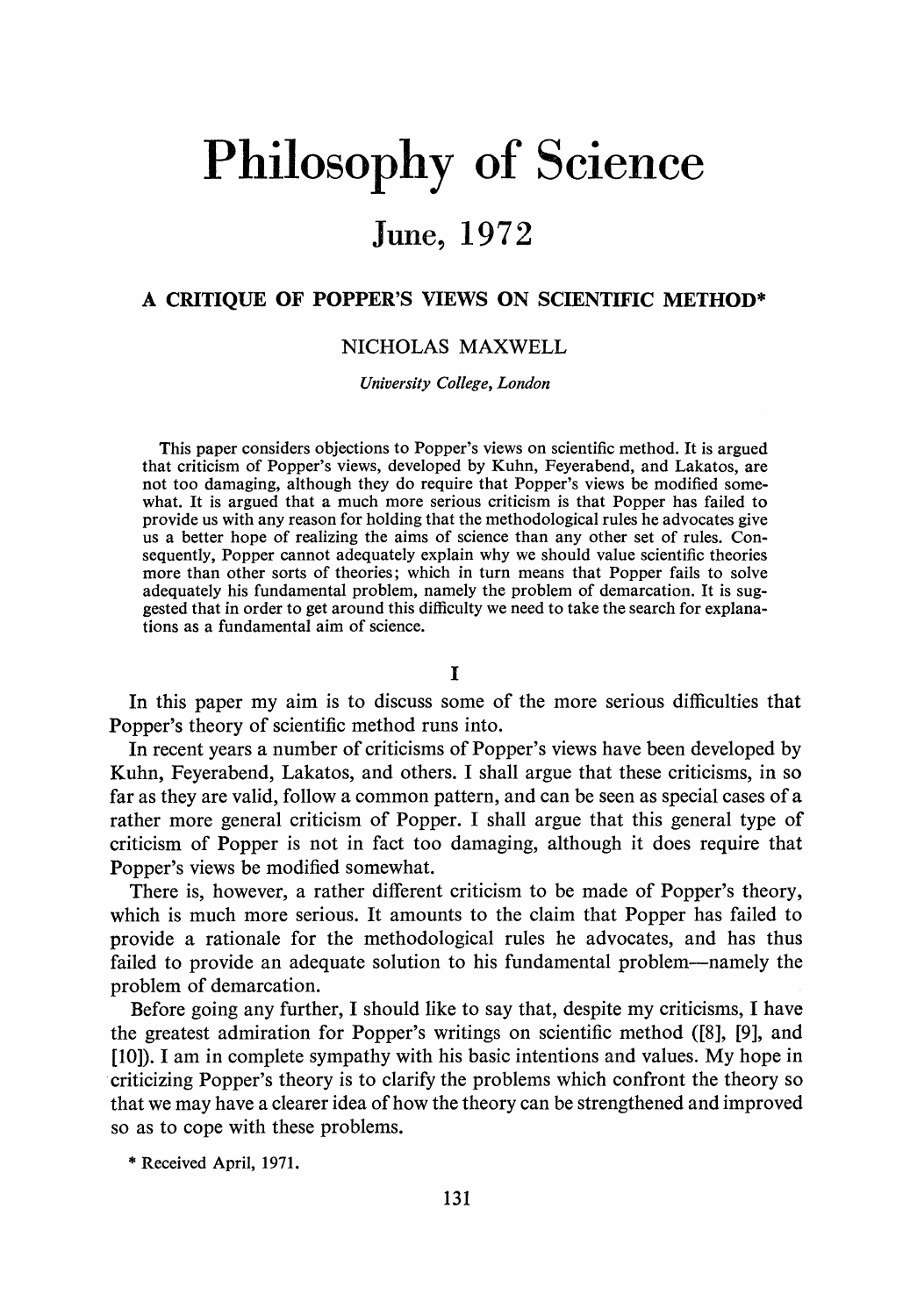# Philosophy of Science

## June, 1972

### A CRITIQUE OF POPPER'S VIEWS ON SCIENTIFIC METHOD*

NICHOLAS MAXWELL

*University College, London*

This paper considers objections to Popper's views on scientific method. It is argued that criticism of Popper's views, developed by Kuhn, Feyerabend, and Lakatos, are not too damaging, although they do require that Popper's views be modified somewhat. It is argued that a much more serious criticism is that Popper has failed to provide us with any reason for holding that the methodological rules he advocates give us a better hope of realizing the aims of science than any other set of rules. Consequently, Popper cannot adequately explain why we should value scientific theories more than other sorts of theories; which in turn means that Popper fails to solve adequately his fundamental problem, namely the problem of demarcation. It is suggested that in order to get around this difficulty we need to take the search for explanations as a fundamental aim of science.

## I

In this paper my aim is to discuss some of the more serious difficulties that Popper's theory of scientific method runs into.

In recent years a number of criticisms of Popper's views have been developed by Kuhn, Feyerabend, Lakatos, and others. I shall argue that these criticisms, in so far as they are valid, follow a common pattern, and can be seen as special cases of a rather more general criticism of Popper. I shall argue that this general type of criticism of Popper is not in fact too damaging, although it does require that Popper's views be modified somewhat.

There is, however, a rather different criticism to be made of Popper's theory, which is much more serious. It amounts to the claim that Popper has failed to provide a rationale for the methodological rules he advocates, and has thus failed to provide an adequate solution to his fundamental problem—namely the problem of demarcation.

Before going any further, I should like to say that, despite my criticisms, I have the greatest admiration for Popper's writings on scientific method ([8], [9], and [10]). I am in complete sympathy with his basic intentions and values. My hope in criticizing Popper's theory is to clarify the problems which confront the theory so that we may have a clearer idea of how the theory can be strengthened and improved so as to cope with these problems.

* Received April, 1971.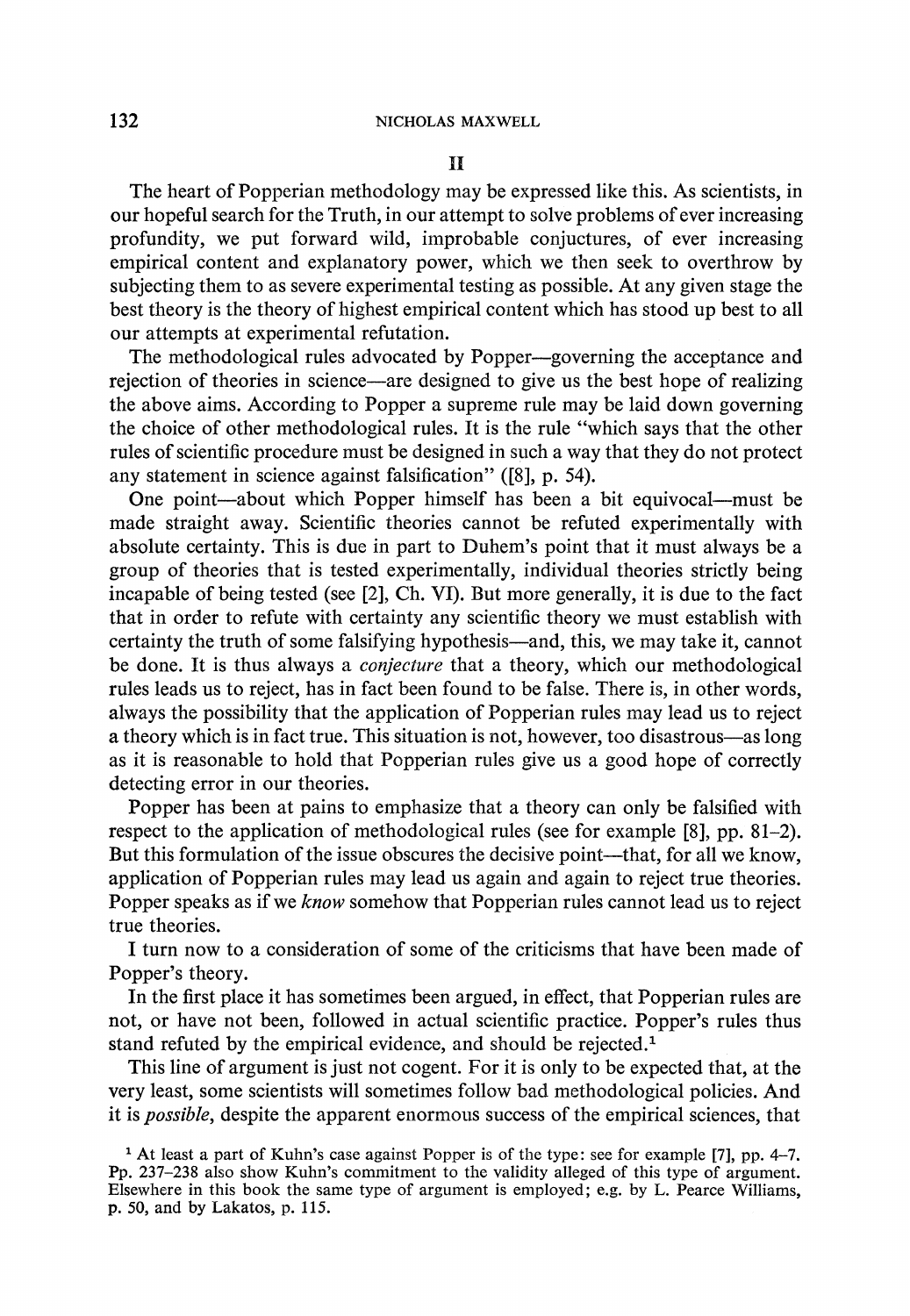## II

The heart of Popperian methodology may be expressed like this. As scientists, in our hopeful search for the Truth, in our attempt to solve problems of ever increasing profundity, we put forward wild, improbable conjuctures, of ever increasing empirical content and explanatory power, which we then seek to overthrow by subjecting them to as severe experimental testing as possible. At any given stage the best theory is the theory of highest empirical content which has stood up best to all our attempts at experimental refutation.

The methodological rules advocated by Popper—governing the acceptance and rejection of theories in science—are designed to give us the best hope of realizing the above aims. According to Popper a supreme rule may be laid down governing the choice of other methodological rules. It is the rule "which says that the other rules of scientific procedure must be designed in such a way that they do not protect any statement in science against falsification" ([8], p. 54).

One point—about which Popper himself has been a bit equivocal—must be made straight away. Scientific theories cannot be refuted experimentally with absolute certainty. This is due in part to Duhem's point that it must always be a group of theories that is tested experimentally, individual theories strictly being incapable of being tested (see [2], Ch. VI). But more generally, it is due to the fact that in order to refute with certainty any scientific theory we must establish with certainty the truth of some falsifying hypothesis—and, this, we may take it, cannot be done. It is thus always a *conjecture* that a theory, which our methodological rules leads us to reject, has in fact been found to be false. There is, in other words, always the possibility that the application of Popperian rules may lead us to reject a theory which is in fact true. This situation is not, however, too disastrous—as long as it is reasonable to hold that Popperian rules give us a good hope of correctly detecting error in our theories.

Popper has been at pains to emphasize that a theory can only be falsified with respect to the application of methodological rules (see for example [8], pp. 81–2). But this formulation of the issue obscures the decisive point—that, for all we know, application of Popperian rules may lead us again and again to reject true theories. Popper speaks as if we *know* somehow that Popperian rules cannot lead us to reject true theories.

I turn now to a consideration of some of the criticisms that have been made of Popper's theory.

In the first place it has sometimes been argued, in effect, that Popperian rules are not, or have not been, followed in actual scientific practice. Popper's rules thus stand refuted by the empirical evidence, and should be rejected.[1]

This line of argument is just not cogent. For it is only to be expected that, at the very least, some scientists will sometimes follow bad methodological policies. And it is *possible*, despite the apparent enormous success of the empirical sciences, that

[1] At least a part of Kuhn's case against Popper is of the type: see for example [7], pp. 4–7. Pp. 237–238 also show Kuhn's commitment to the validity alleged of this type of argument. Elsewhere in this book the same type of argument is employed; e.g. by L. Pearce Williams, p. 50, and by Lakatos, p. 115.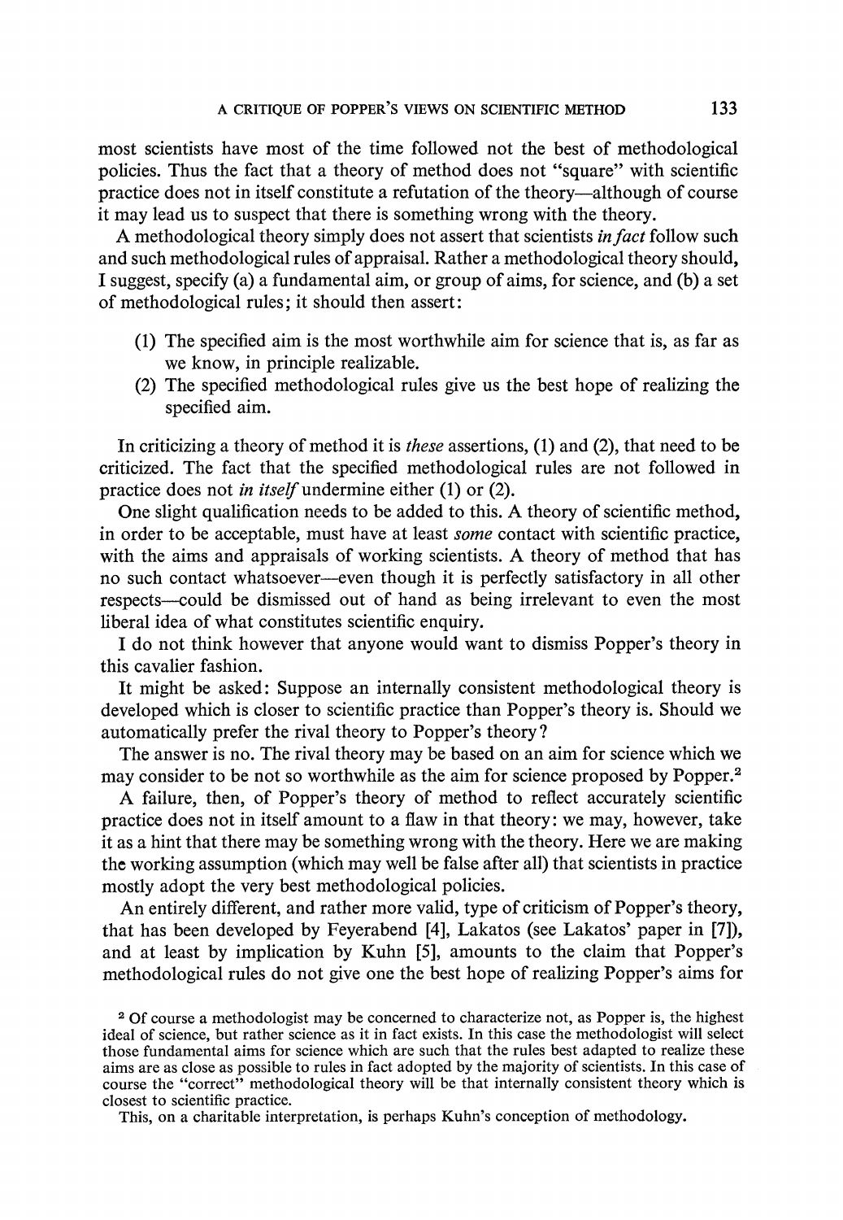most scientists have most of the time followed not the best of methodological policies. Thus the fact that a theory of method does not "square" with scientific practice does not in itself constitute a refutation of the theory—although of course it may lead us to suspect that there is something wrong with the theory.

A methodological theory simply does not assert that scientists *in fact* follow such and such methodological rules of appraisal. Rather a methodological theory should, I suggest, specify (a) a fundamental aim, or group of aims, for science, and (b) a set of methodological rules; it should then assert:

(1) The specified aim is the most worthwhile aim for science that is, as far as we know, in principle realizable.
(2) The specified methodological rules give us the best hope of realizing the specified aim.

In criticizing a theory of method it is *these* assertions, (1) and (2), that need to be criticized. The fact that the specified methodological rules are not followed in practice does not *in itself* undermine either (1) or (2).

One slight qualification needs to be added to this. A theory of scientific method, in order to be acceptable, must have at least *some* contact with scientific practice, with the aims and appraisals of working scientists. A theory of method that has no such contact whatsoever—even though it is perfectly satisfactory in all other respects—could be dismissed out of hand as being irrelevant to even the most liberal idea of what constitutes scientific enquiry.

I do not think however that anyone would want to dismiss Popper's theory in this cavalier fashion.

It might be asked: Suppose an internally consistent methodological theory is developed which is closer to scientific practice than Popper's theory is. Should we automatically prefer the rival theory to Popper's theory?

The answer is no. The rival theory may be based on an aim for science which we may consider to be not so worthwhile as the aim for science proposed by Popper.[2]

A failure, then, of Popper's theory of method to reflect accurately scientific practice does not in itself amount to a flaw in that theory: we may, however, take it as a hint that there may be something wrong with the theory. Here we are making the working assumption (which may well be false after all) that scientists in practice mostly adopt the very best methodological policies.

An entirely different, and rather more valid, type of criticism of Popper's theory, that has been developed by Feyerabend [4], Lakatos (see Lakatos' paper in [7]), and at least by implication by Kuhn [5], amounts to the claim that Popper's methodological rules do not give one the best hope of realizing Popper's aims for

[2] Of course a methodologist may be concerned to characterize not, as Popper is, the highest ideal of science, but rather science as it in fact exists. In this case the methodologist will select those fundamental aims for science which are such that the rules best adapted to realize these aims are as close as possible to rules in fact adopted by the majority of scientists. In this case of course the "correct" methodological theory will be that internally consistent theory which is closest to scientific practice.

This, on a charitable interpretation, is perhaps Kuhn's conception of methodology.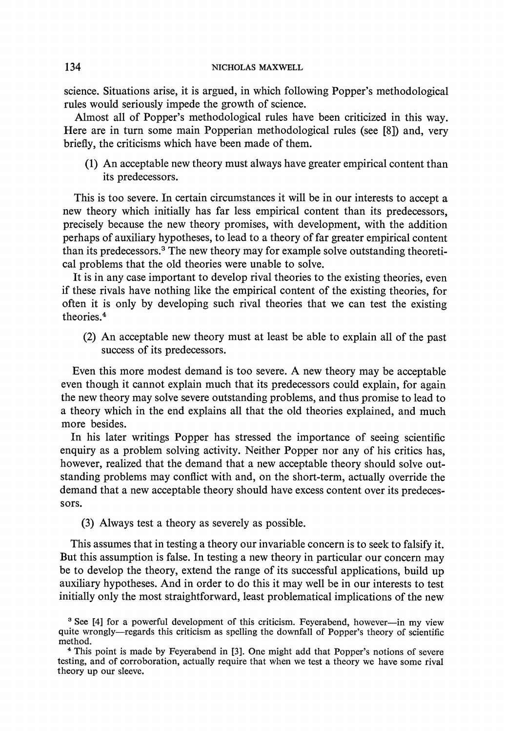science. Situations arise, it is argued, in which following Popper's methodological rules would seriously impede the growth of science.

Almost all of Popper's methodological rules have been criticized in this way. Here are in turn some main Popperian methodological rules (see [8]) and, very briefly, the criticisms which have been made of them.

(1) An acceptable new theory must always have greater empirical content than its predecessors.

This is too severe. In certain circumstances it will be in our interests to accept a new theory which initially has far less empirical content than its predecessors, precisely because the new theory promises, with development, with the addition perhaps of auxiliary hypotheses, to lead to a theory of far greater empirical content than its predecessors.[3] The new theory may for example solve outstanding theoretical problems that the old theories were unable to solve.

It is in any case important to develop rival theories to the existing theories, even if these rivals have nothing like the empirical content of the existing theories, for often it is only by developing such rival theories that we can test the existing theories.[4]

(2) An acceptable new theory must at least be able to explain all of the past success of its predecessors.

Even this more modest demand is too severe. A new theory may be acceptable even though it cannot explain much that its predecessors could explain, for again the new theory may solve severe outstanding problems, and thus promise to lead to a theory which in the end explains all that the old theories explained, and much more besides.

In his later writings Popper has stressed the importance of seeing scientific enquiry as a problem solving activity. Neither Popper nor any of his critics has, however, realized that the demand that a new acceptable theory should solve outstanding problems may conflict with and, on the short-term, actually override the demand that a new acceptable theory should have excess content over its predecessors.

(3) Always test a theory as severely as possible.

This assumes that in testing a theory our invariable concern is to seek to falsify it. But this assumption is false. In testing a new theory in particular our concern may be to develop the theory, extend the range of its successful applications, build up auxiliary hypotheses. And in order to do this it may well be in our interests to test initially only the most straightforward, least problematical implications of the new

[3] See [4] for a powerful development of this criticism. Feyerabend, however—in my view quite wrongly—regards this criticism as spelling the downfall of Popper's theory of scientific method.

[4] This point is made by Feyerabend in [3]. One might add that Popper's notions of severe testing, and of corroboration, actually require that when we test a theory we have some rival theory up our sleeve.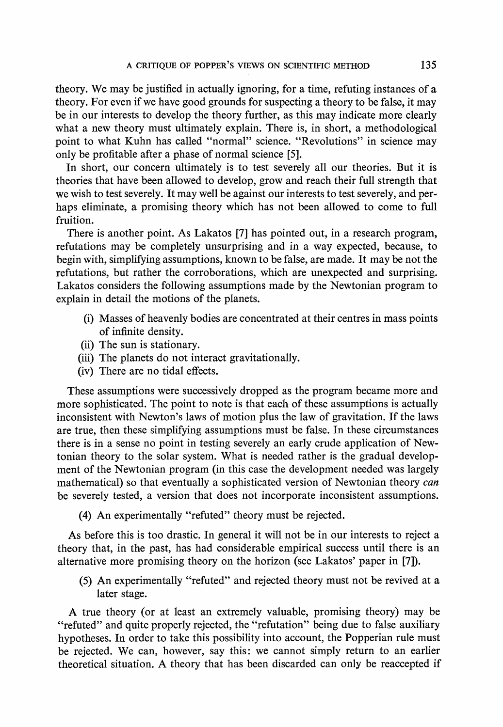theory. We may be justified in actually ignoring, for a time, refuting instances of a theory. For even if we have good grounds for suspecting a theory to be false, it may be in our interests to develop the theory further, as this may indicate more clearly what a new theory must ultimately explain. There is, in short, a methodological point to what Kuhn has called "normal" science. "Revolutions" in science may only be profitable after a phase of normal science [5].

In short, our concern ultimately is to test severely all our theories. But it is theories that have been allowed to develop, grow and reach their full strength that we wish to test severely. It may well be against our interests to test severely, and perhaps eliminate, a promising theory which has not been allowed to come to full fruition.

There is another point. As Lakatos [7] has pointed out, in a research program, refutations may be completely unsurprising and in a way expected, because, to begin with, simplifying assumptions, known to be false, are made. It may be not the refutations, but rather the corroborations, which are unexpected and surprising. Lakatos considers the following assumptions made by the Newtonian program to explain in detail the motions of the planets.

(i) Masses of heavenly bodies are concentrated at their centres in mass points of infinite density.
(ii) The sun is stationary.
(iii) The planets do not interact gravitationally.
(iv) There are no tidal effects.

These assumptions were successively dropped as the program became more and more sophisticated. The point to note is that each of these assumptions is actually inconsistent with Newton's laws of motion plus the law of gravitation. If the laws are true, then these simplifying assumptions must be false. In these circumstances there is in a sense no point in testing severely an early crude application of Newtonian theory to the solar system. What is needed rather is the gradual development of the Newtonian program (in this case the development needed was largely mathematical) so that eventually a sophisticated version of Newtonian theory *can* be severely tested, a version that does not incorporate inconsistent assumptions.

(4) An experimentally "refuted" theory must be rejected.

As before this is too drastic. In general it will not be in our interests to reject a theory that, in the past, has had considerable empirical success until there is an alternative more promising theory on the horizon (see Lakatos' paper in [7]).

(5) An experimentally "refuted" and rejected theory must not be revived at a later stage.

A true theory (or at least an extremely valuable, promising theory) may be "refuted" and quite properly rejected, the "refutation" being due to false auxiliary hypotheses. In order to take this possibility into account, the Popperian rule must be rejected. We can, however, say this: we cannot simply return to an earlier theoretical situation. A theory that has been discarded can only be reaccepted if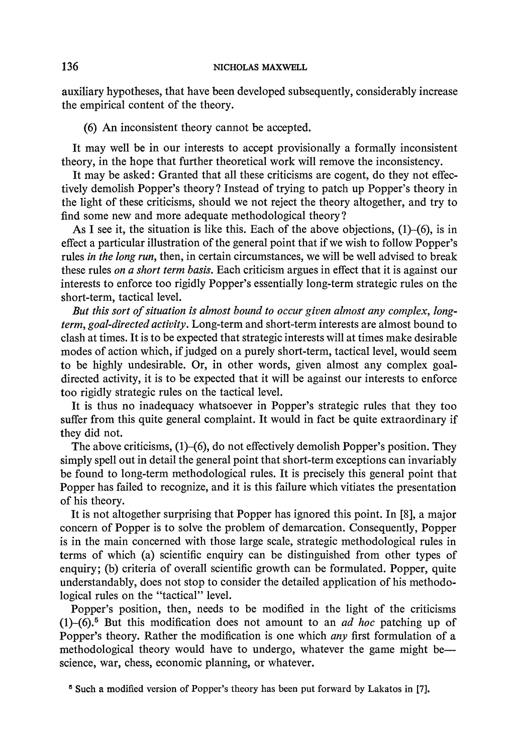auxiliary hypotheses, that have been developed subsequently, considerably increase the empirical content of the theory.

(6) An inconsistent theory cannot be accepted.

It may well be in our interests to accept provisionally a formally inconsistent theory, in the hope that further theoretical work will remove the inconsistency.

It may be asked: Granted that all these criticisms are cogent, do they not effectively demolish Popper's theory? Instead of trying to patch up Popper's theory in the light of these criticisms, should we not reject the theory altogether, and try to find some new and more adequate methodological theory?

As I see it, the situation is like this. Each of the above objections, (1)–(6), is in effect a particular illustration of the general point that if we wish to follow Popper's rules *in the long run*, then, in certain circumstances, we will be well advised to break these rules *on a short term basis*. Each criticism argues in effect that it is against our interests to enforce too rigidly Popper's essentially long-term strategic rules on the short-term, tactical level.

*But this sort of situation is almost bound to occur given almost any complex, long-term, goal-directed activity*. Long-term and short-term interests are almost bound to clash at times. It is to be expected that strategic interests will at times make desirable modes of action which, if judged on a purely short-term, tactical level, would seem to be highly undesirable. Or, in other words, given almost any complex goal-directed activity, it is to be expected that it will be against our interests to enforce too rigidly strategic rules on the tactical level.

It is thus no inadequacy whatsoever in Popper's strategic rules that they too suffer from this quite general complaint. It would in fact be quite extraordinary if they did not.

The above criticisms, (1)–(6), do not effectively demolish Popper's position. They simply spell out in detail the general point that short-term exceptions can invariably be found to long-term methodological rules. It is precisely this general point that Popper has failed to recognize, and it is this failure which vitiates the presentation of his theory.

It is not altogether surprising that Popper has ignored this point. In [8], a major concern of Popper is to solve the problem of demarcation. Consequently, Popper is in the main concerned with those large scale, strategic methodological rules in terms of which (a) scientific enquiry can be distinguished from other types of enquiry; (b) criteria of overall scientific growth can be formulated. Popper, quite understandably, does not stop to consider the detailed application of his methodological rules on the "tactical" level.

Popper's position, then, needs to be modified in the light of the criticisms (1)–(6).[5] But this modification does not amount to an *ad hoc* patching up of Popper's theory. Rather the modification is one which *any* first formulation of a methodological theory would have to undergo, whatever the game might be—science, war, chess, economic planning, or whatever.

[5] Such a modified version of Popper's theory has been put forward by Lakatos in [7].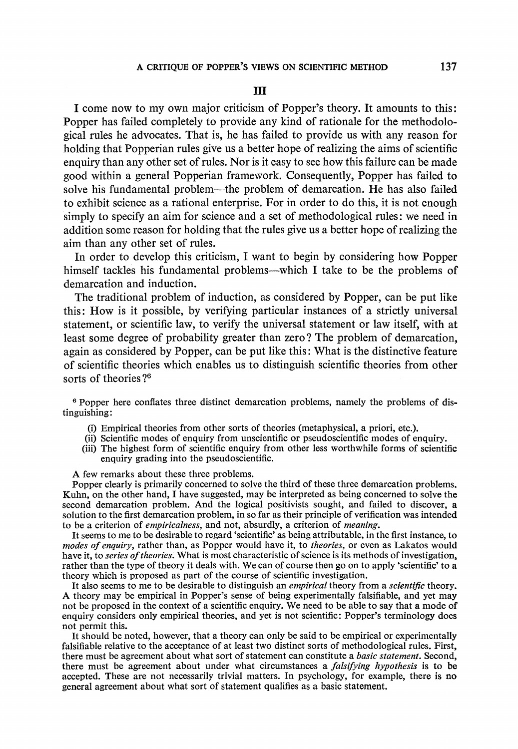## III

I come now to my own major criticism of Popper's theory. It amounts to this: Popper has failed completely to provide any kind of rationale for the methodological rules he advocates. That is, he has failed to provide us with any reason for holding that Popperian rules give us a better hope of realizing the aims of scientific enquiry than any other set of rules. Nor is it easy to see how this failure can be made good within a general Popperian framework. Consequently, Popper has failed to solve his fundamental problem—the problem of demarcation. He has also failed to exhibit science as a rational enterprise. For in order to do this, it is not enough simply to specify an aim for science and a set of methodological rules: we need in addition some reason for holding that the rules give us a better hope of realizing the aim than any other set of rules.

In order to develop this criticism, I want to begin by considering how Popper himself tackles his fundamental problems—which I take to be the problems of demarcation and induction.

The traditional problem of induction, as considered by Popper, can be put like this: How is it possible, by verifying particular instances of a strictly universal statement, or scientific law, to verify the universal statement or law itself, with at least some degree of probability greater than zero? The problem of demarcation, again as considered by Popper, can be put like this: What is the distinctive feature of scientific theories which enables us to distinguish scientific theories from other sorts of theories?[6]

[6] Popper here conflates three distinct demarcation problems, namely the problems of distinguishing:

- (i) Empirical theories from other sorts of theories (metaphysical, a priori, etc.).
- (ii) Scientific modes of enquiry from unscientific or pseudoscientific modes of enquiry.
- (iii) The highest form of scientific enquiry from other less worthwhile forms of scientific enquiry grading into the pseudoscientific.

A few remarks about these three problems.

Popper clearly is primarily concerned to solve the third of these three demarcation problems. Kuhn, on the other hand, I have suggested, may be interpreted as being concerned to solve the second demarcation problem. And the logical positivists sought, and failed to discover, a solution to the first demarcation problem, in so far as their principle of verification was intended to be a criterion of *empiricalness*, and not, absurdly, a criterion of *meaning*.

It seems to me to be desirable to regard 'scientific' as being attributable, in the first instance, to *modes of enquiry*, rather than, as Popper would have it, to *theories*, or even as Lakatos would have it, to *series of theories*. What is most characteristic of science is its methods of investigation, rather than the type of theory it deals with. We can of course then go on to apply 'scientific' to a theory which is proposed as part of the course of scientific investigation.

It also seems to me to be desirable to distinguish an *empirical* theory from a *scientific* theory. A theory may be empirical in Popper's sense of being experimentally falsifiable, and yet may not be proposed in the context of a scientific enquiry. We need to be able to say that a mode of enquiry considers only empirical theories, and yet is not scientific: Popper's terminology does not permit this.

It should be noted, however, that a theory can only be said to be empirical or experimentally falsifiable relative to the acceptance of at least two distinct sorts of methodological rules. First, there must be agreement about what sort of statement can constitute a *basic statement*. Second, there must be agreement about under what circumstances a *falsifying hypothesis* is to be accepted. These are not necessarily trivial matters. In psychology, for example, there is no general agreement about what sort of statement qualifies as a basic statement.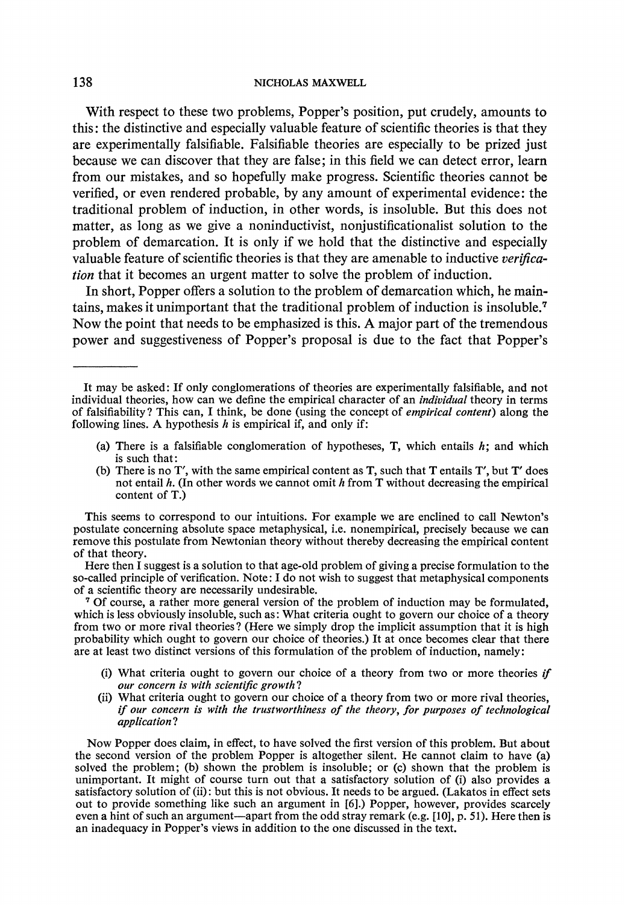With respect to these two problems, Popper's position, put crudely, amounts to this: the distinctive and especially valuable feature of scientific theories is that they are experimentally falsifiable. Falsifiable theories are especially to be prized just because we can discover that they are false; in this field we can detect error, learn from our mistakes, and so hopefully make progress. Scientific theories cannot be verified, or even rendered probable, by any amount of experimental evidence: the traditional problem of induction, in other words, is insoluble. But this does not matter, as long as we give a noninductivist, nonjustificationalist solution to the problem of demarcation. It is only if we hold that the distinctive and especially valuable feature of scientific theories is that they are amenable to inductive *verification* that it becomes an urgent matter to solve the problem of induction.

In short, Popper offers a solution to the problem of demarcation which, he maintains, makes it unimportant that the traditional problem of induction is insoluble.[7] Now the point that needs to be emphasized is this. A major part of the tremendous power and suggestiveness of Popper's proposal is due to the fact that Popper's

---

It may be asked: If only conglomerations of theories are experimentally falsifiable, and not individual theories, how can we define the empirical character of an *individual* theory in terms of falsifiability? This can, I think, be done (using the concept of *empirical content*) along the following lines. A hypothesis $h$ is empirical if, and only if:

(a) There is a falsifiable conglomeration of hypotheses, T, which entails $h$; and which is such that:

(b) There is no T′, with the same empirical content as T, such that T entails T′, but T′ does not entail $h$. (In other words we cannot omit $h$ from T without decreasing the empirical content of T.)

This seems to correspond to our intuitions. For example we are enclined to call Newton's postulate concerning absolute space metaphysical, i.e. nonempirical, precisely because we can remove this postulate from Newtonian theory without thereby decreasing the empirical content of that theory.

Here then I suggest is a solution to that age-old problem of giving a precise formulation to the so-called principle of verification. Note: I do not wish to suggest that metaphysical components of a scientific theory are necessarily undesirable.

[7] Of course, a rather more general version of the problem of induction may be formulated, which is less obviously insoluble, such as: What criteria ought to govern our choice of a theory from two or more rival theories? (Here we simply drop the implicit assumption that it is high probability which ought to govern our choice of theories.) It at once becomes clear that there are at least two distinct versions of this formulation of the problem of induction, namely:

(i) What criteria ought to govern our choice of a theory from two or more theories *if our concern is with scientific growth*?

(ii) What criteria ought to govern our choice of a theory from two or more rival theories, *if our concern is with the trustworthiness of the theory, for purposes of technological application*?

Now Popper does claim, in effect, to have solved the first version of this problem. But about the second version of the problem Popper is altogether silent. He cannot claim to have (a) solved the problem; (b) shown the problem is insoluble; or (c) shown that the problem is unimportant. It might of course turn out that a satisfactory solution of (i) also provides a satisfactory solution of (ii): but this is not obvious. It needs to be argued. (Lakatos in effect sets out to provide something like such an argument in [6].) Popper, however, provides scarcely even a hint of such an argument—apart from the odd stray remark (e.g. [10], p. 51). Here then is an inadequacy in Popper's views in addition to the one discussed in the text.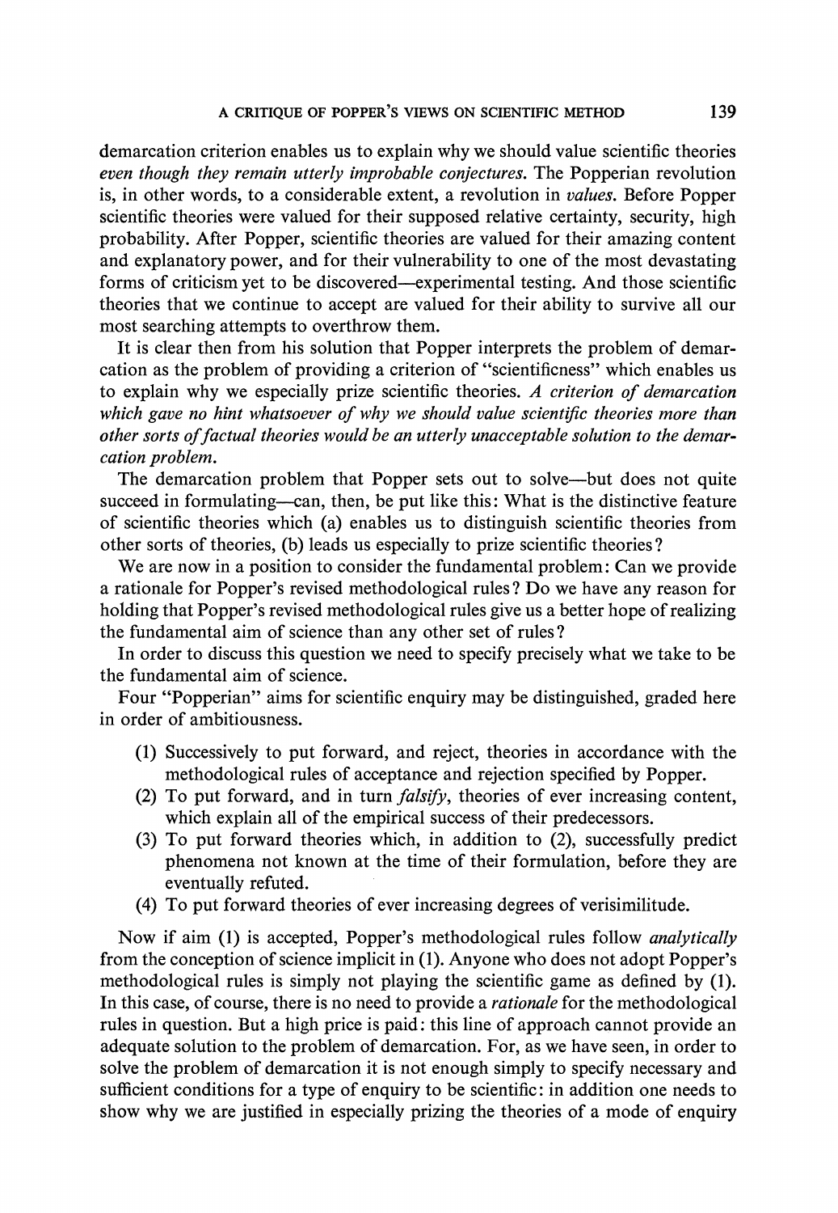demarcation criterion enables us to explain why we should value scientific theories *even though they remain utterly improbable conjectures*. The Popperian revolution is, in other words, to a considerable extent, a revolution in *values*. Before Popper scientific theories were valued for their supposed relative certainty, security, high probability. After Popper, scientific theories are valued for their amazing content and explanatory power, and for their vulnerability to one of the most devastating forms of criticism yet to be discovered—experimental testing. And those scientific theories that we continue to accept are valued for their ability to survive all our most searching attempts to overthrow them.

It is clear then from his solution that Popper interprets the problem of demarcation as the problem of providing a criterion of "scientificness" which enables us to explain why we especially prize scientific theories. *A criterion of demarcation which gave no hint whatsoever of why we should value scientific theories more than other sorts of factual theories would be an utterly unacceptable solution to the demarcation problem.*

The demarcation problem that Popper sets out to solve—but does not quite succeed in formulating—can, then, be put like this: What is the distinctive feature of scientific theories which (a) enables us to distinguish scientific theories from other sorts of theories, (b) leads us especially to prize scientific theories?

We are now in a position to consider the fundamental problem: Can we provide a rationale for Popper's revised methodological rules? Do we have any reason for holding that Popper's revised methodological rules give us a better hope of realizing the fundamental aim of science than any other set of rules?

In order to discuss this question we need to specify precisely what we take to be the fundamental aim of science.

Four "Popperian" aims for scientific enquiry may be distinguished, graded here in order of ambitiousness.

(1) Successively to put forward, and reject, theories in accordance with the methodological rules of acceptance and rejection specified by Popper.
(2) To put forward, and in turn *falsify*, theories of ever increasing content, which explain all of the empirical success of their predecessors.
(3) To put forward theories which, in addition to (2), successfully predict phenomena not known at the time of their formulation, before they are eventually refuted.
(4) To put forward theories of ever increasing degrees of verisimilitude.

Now if aim (1) is accepted, Popper's methodological rules follow *analytically* from the conception of science implicit in (1). Anyone who does not adopt Popper's methodological rules is simply not playing the scientific game as defined by (1). In this case, of course, there is no need to provide a *rationale* for the methodological rules in question. But a high price is paid: this line of approach cannot provide an adequate solution to the problem of demarcation. For, as we have seen, in order to solve the problem of demarcation it is not enough simply to specify necessary and sufficient conditions for a type of enquiry to be scientific: in addition one needs to show why we are justified in especially prizing the theories of a mode of enquiry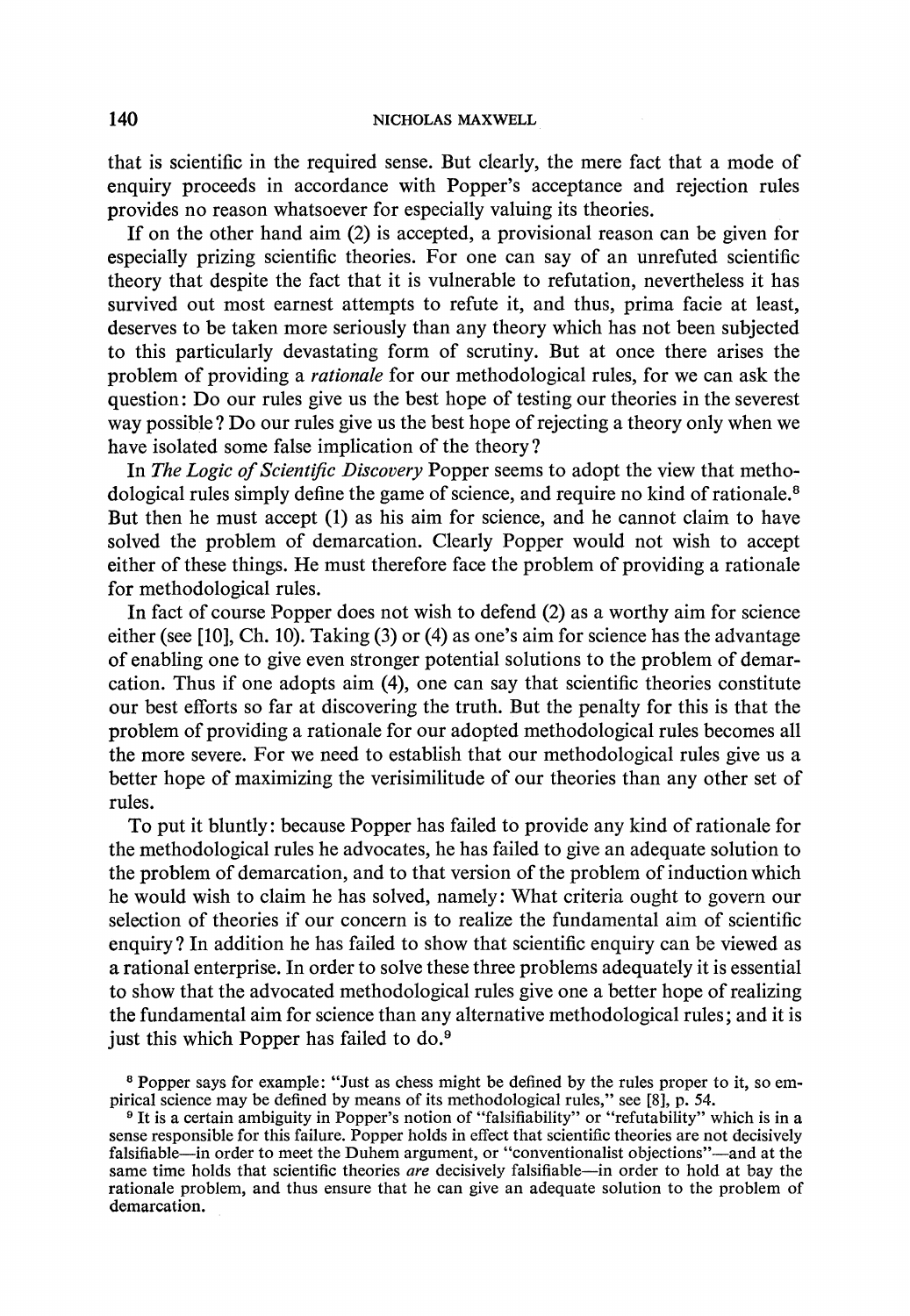that is scientific in the required sense. But clearly, the mere fact that a mode of enquiry proceeds in accordance with Popper's acceptance and rejection rules provides no reason whatsoever for especially valuing its theories.

If on the other hand aim (2) is accepted, a provisional reason can be given for especially prizing scientific theories. For one can say of an unrefuted scientific theory that despite the fact that it is vulnerable to refutation, nevertheless it has survived out most earnest attempts to refute it, and thus, prima facie at least, deserves to be taken more seriously than any theory which has not been subjected to this particularly devastating form of scrutiny. But at once there arises the problem of providing a *rationale* for our methodological rules, for we can ask the question: Do our rules give us the best hope of testing our theories in the severest way possible? Do our rules give us the best hope of rejecting a theory only when we have isolated some false implication of the theory?

In *The Logic of Scientific Discovery* Popper seems to adopt the view that methodological rules simply define the game of science, and require no kind of rationale.[8] But then he must accept (1) as his aim for science, and he cannot claim to have solved the problem of demarcation. Clearly Popper would not wish to accept either of these things. He must therefore face the problem of providing a rationale for methodological rules.

In fact of course Popper does not wish to defend (2) as a worthy aim for science either (see [10], Ch. 10). Taking (3) or (4) as one's aim for science has the advantage of enabling one to give even stronger potential solutions to the problem of demarcation. Thus if one adopts aim (4), one can say that scientific theories constitute our best efforts so far at discovering the truth. But the penalty for this is that the problem of providing a rationale for our adopted methodological rules becomes all the more severe. For we need to establish that our methodological rules give us a better hope of maximizing the verisimilitude of our theories than any other set of rules.

To put it bluntly: because Popper has failed to provide any kind of rationale for the methodological rules he advocates, he has failed to give an adequate solution to the problem of demarcation, and to that version of the problem of induction which he would wish to claim he has solved, namely: What criteria ought to govern our selection of theories if our concern is to realize the fundamental aim of scientific enquiry? In addition he has failed to show that scientific enquiry can be viewed as a rational enterprise. In order to solve these three problems adequately it is essential to show that the advocated methodological rules give one a better hope of realizing the fundamental aim for science than any alternative methodological rules; and it is just this which Popper has failed to do.[9]

[8] Popper says for example: "Just as chess might be defined by the rules proper to it, so empirical science may be defined by means of its methodological rules," see [8], p. 54.

[9] It is a certain ambiguity in Popper's notion of "falsifiability" or "refutability" which is in a sense responsible for this failure. Popper holds in effect that scientific theories are not decisively falsifiable—in order to meet the Duhem argument, or "conventionalist objections"—and at the same time holds that scientific theories *are* decisively falsifiable—in order to hold at bay the rationale problem, and thus ensure that he can give an adequate solution to the problem of demarcation.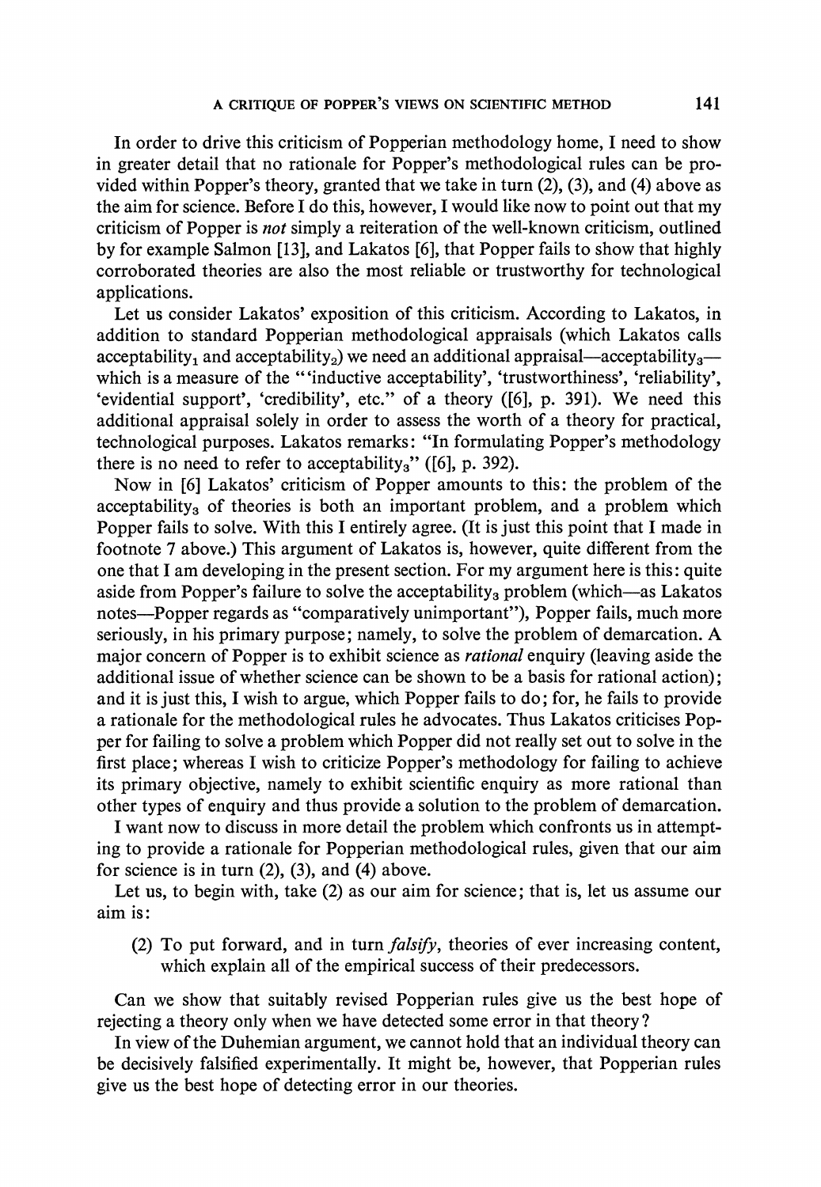In order to drive this criticism of Popperian methodology home, I need to show in greater detail that no rationale for Popper's methodological rules can be provided within Popper's theory, granted that we take in turn (2), (3), and (4) above as the aim for science. Before I do this, however, I would like now to point out that my criticism of Popper is *not* simply a reiteration of the well-known criticism, outlined by for example Salmon [13], and Lakatos [6], that Popper fails to show that highly corroborated theories are also the most reliable or trustworthy for technological applications.

Let us consider Lakatos' exposition of this criticism. According to Lakatos, in addition to standard Popperian methodological appraisals (which Lakatos calls $\text{acceptability}_1$ and $\text{acceptability}_2$) we need an additional appraisal—$\text{acceptability}_3$—which is a measure of the "'inductive acceptability', 'trustworthiness', 'reliability', 'evidential support', 'credibility', etc." of a theory ([6], p. 391). We need this additional appraisal solely in order to assess the worth of a theory for practical, technological purposes. Lakatos remarks: "In formulating Popper's methodology there is no need to refer to $\text{acceptability}_3$" ([6], p. 392).

Now in [6] Lakatos' criticism of Popper amounts to this: the problem of the $\text{acceptability}_3$ of theories is both an important problem, and a problem which Popper fails to solve. With this I entirely agree. (It is just this point that I made in footnote 7 above.) This argument of Lakatos is, however, quite different from the one that I am developing in the present section. For my argument here is this: quite aside from Popper's failure to solve the $\text{acceptability}_3$ problem (which—as Lakatos notes—Popper regards as "comparatively unimportant"), Popper fails, much more seriously, in his primary purpose; namely, to solve the problem of demarcation. A major concern of Popper is to exhibit science as *rational* enquiry (leaving aside the additional issue of whether science can be shown to be a basis for rational action); and it is just this, I wish to argue, which Popper fails to do; for, he fails to provide a rationale for the methodological rules he advocates. Thus Lakatos criticises Popper for failing to solve a problem which Popper did not really set out to solve in the first place; whereas I wish to criticize Popper's methodology for failing to achieve its primary objective, namely to exhibit scientific enquiry as more rational than other types of enquiry and thus provide a solution to the problem of demarcation.

I want now to discuss in more detail the problem which confronts us in attempting to provide a rationale for Popperian methodological rules, given that our aim for science is in turn (2), (3), and (4) above.

Let us, to begin with, take (2) as our aim for science; that is, let us assume our aim is:

(2) To put forward, and in turn *falsify*, theories of ever increasing content, which explain all of the empirical success of their predecessors.

Can we show that suitably revised Popperian rules give us the best hope of rejecting a theory only when we have detected some error in that theory?

In view of the Duhemian argument, we cannot hold that an individual theory can be decisively falsified experimentally. It might be, however, that Popperian rules give us the best hope of detecting error in our theories.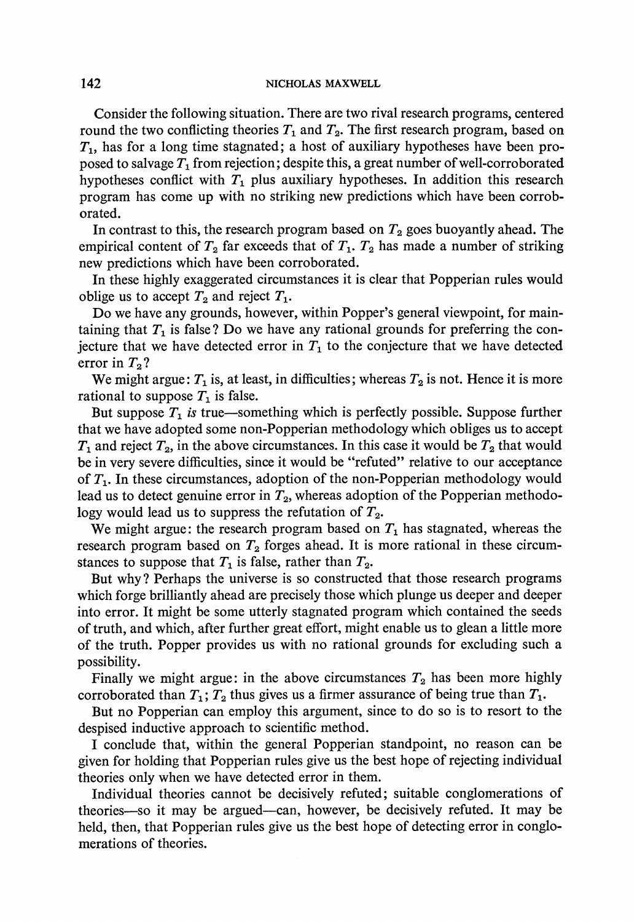Consider the following situation. There are two rival research programs, centered round the two conflicting theories $T_1$ and $T_2$. The first research program, based on $T_1$, has for a long time stagnated; a host of auxiliary hypotheses have been proposed to salvage $T_1$ from rejection; despite this, a great number of well-corroborated hypotheses conflict with $T_1$ plus auxiliary hypotheses. In addition this research program has come up with no striking new predictions which have been corroborated.

In contrast to this, the research program based on $T_2$ goes buoyantly ahead. The empirical content of $T_2$ far exceeds that of $T_1$. $T_2$ has made a number of striking new predictions which have been corroborated.

In these highly exaggerated circumstances it is clear that Popperian rules would oblige us to accept $T_2$ and reject $T_1$.

Do we have any grounds, however, within Popper's general viewpoint, for maintaining that $T_1$ is false? Do we have any rational grounds for preferring the conjecture that we have detected error in $T_1$ to the conjecture that we have detected error in $T_2$?

We might argue: $T_1$ is, at least, in difficulties; whereas $T_2$ is not. Hence it is more rational to suppose $T_1$ is false.

But suppose $T_1$ *is* true—something which is perfectly possible. Suppose further that we have adopted some non-Popperian methodology which obliges us to accept $T_1$ and reject $T_2$, in the above circumstances. In this case it would be $T_2$ that would be in very severe difficulties, since it would be "refuted" relative to our acceptance of $T_1$. In these circumstances, adoption of the non-Popperian methodology would lead us to detect genuine error in $T_2$, whereas adoption of the Popperian methodology would lead us to suppress the refutation of $T_2$.

We might argue: the research program based on $T_1$ has stagnated, whereas the research program based on $T_2$ forges ahead. It is more rational in these circumstances to suppose that $T_1$ is false, rather than $T_2$.

But why? Perhaps the universe is so constructed that those research programs which forge brilliantly ahead are precisely those which plunge us deeper and deeper into error. It might be some utterly stagnated program which contained the seeds of truth, and which, after further great effort, might enable us to glean a little more of the truth. Popper provides us with no rational grounds for excluding such a possibility.

Finally we might argue: in the above circumstances $T_2$ has been more highly corroborated than $T_1$; $T_2$ thus gives us a firmer assurance of being true than $T_1$.

But no Popperian can employ this argument, since to do so is to resort to the despised inductive approach to scientific method.

I conclude that, within the general Popperian standpoint, no reason can be given for holding that Popperian rules give us the best hope of rejecting individual theories only when we have detected error in them.

Individual theories cannot be decisively refuted; suitable conglomerations of theories—so it may be argued—can, however, be decisively refuted. It may be held, then, that Popperian rules give us the best hope of detecting error in conglomerations of theories.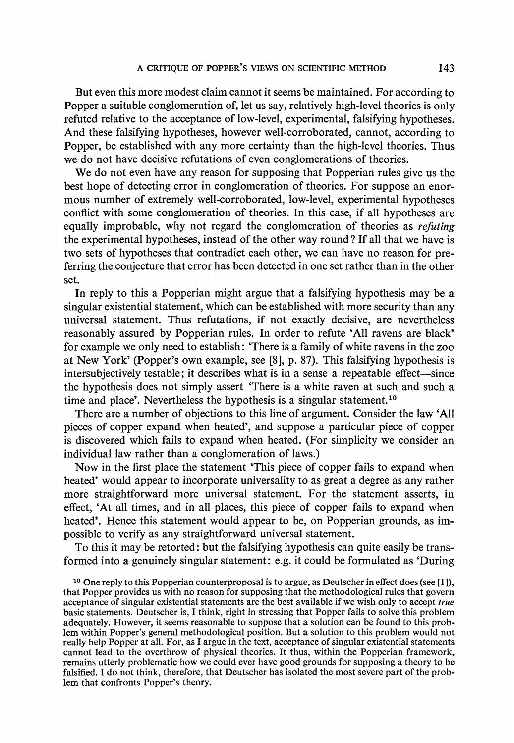But even this more modest claim cannot it seems be maintained. For according to Popper a suitable conglomeration of, let us say, relatively high-level theories is only refuted relative to the acceptance of low-level, experimental, falsifying hypotheses. And these falsifying hypotheses, however well-corroborated, cannot, according to Popper, be established with any more certainty than the high-level theories. Thus we do not have decisive refutations of even conglomerations of theories.

We do not even have any reason for supposing that Popperian rules give us the best hope of detecting error in conglomeration of theories. For suppose an enormous number of extremely well-corroborated, low-level, experimental hypotheses conflict with some conglomeration of theories. In this case, if all hypotheses are equally improbable, why not regard the conglomeration of theories as *refuting* the experimental hypotheses, instead of the other way round? If all that we have is two sets of hypotheses that contradict each other, we can have no reason for preferring the conjecture that error has been detected in one set rather than in the other set.

In reply to this a Popperian might argue that a falsifying hypothesis may be a singular existential statement, which can be established with more security than any universal statement. Thus refutations, if not exactly decisive, are nevertheless reasonably assured by Popperian rules. In order to refute 'All ravens are black' for example we only need to establish: 'There is a family of white ravens in the zoo at New York' (Popper's own example, see [8], p. 87). This falsifying hypothesis is intersubjectively testable; it describes what is in a sense a repeatable effect—since the hypothesis does not simply assert 'There is a white raven at such and such a time and place'. Nevertheless the hypothesis is a singular statement.[10]

There are a number of objections to this line of argument. Consider the law 'All pieces of copper expand when heated', and suppose a particular piece of copper is discovered which fails to expand when heated. (For simplicity we consider an individual law rather than a conglomeration of laws.)

Now in the first place the statement 'This piece of copper fails to expand when heated' would appear to incorporate universality to as great a degree as any rather more straightforward more universal statement. For the statement asserts, in effect, 'At all times, and in all places, this piece of copper fails to expand when heated'. Hence this statement would appear to be, on Popperian grounds, as impossible to verify as any straightforward universal statement.

To this it may be retorted: but the falsifying hypothesis can quite easily be transformed into a genuinely singular statement: e.g. it could be formulated as 'During

[10] One reply to this Popperian counterproposal is to argue, as Deutscher in effect does (see [1]), that Popper provides us with no reason for supposing that the methodological rules that govern acceptance of singular existential statements are the best available if we wish only to accept *true* basic statements. Deutscher is, I think, right in stressing that Popper fails to solve this problem adequately. However, it seems reasonable to suppose that a solution can be found to this problem within Popper's general methodological position. But a solution to this problem would not really help Popper at all. For, as I argue in the text, acceptance of singular existential statements cannot lead to the overthrow of physical theories. It thus, within the Popperian framework, remains utterly problematic how we could ever have good grounds for supposing a theory to be falsified. I do not think, therefore, that Deutscher has isolated the most severe part of the problem that confronts Popper's theory.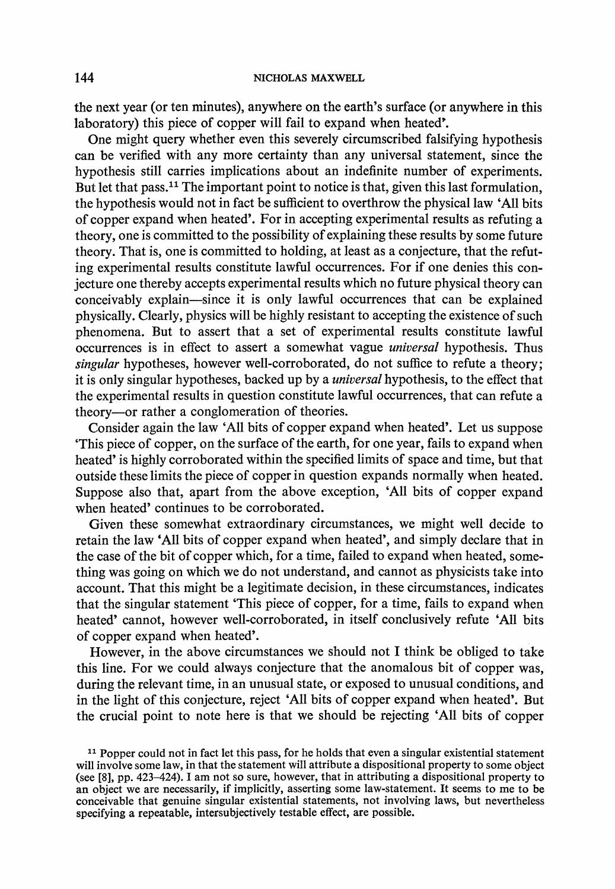the next year (or ten minutes), anywhere on the earth's surface (or anywhere in this laboratory) this piece of copper will fail to expand when heated'.

One might query whether even this severely circumscribed falsifying hypothesis can be verified with any more certainty than any universal statement, since the hypothesis still carries implications about an indefinite number of experiments. But let that pass.[11] The important point to notice is that, given this last formulation, the hypothesis would not in fact be sufficient to overthrow the physical law 'All bits of copper expand when heated'. For in accepting experimental results as refuting a theory, one is committed to the possibility of explaining these results by some future theory. That is, one is committed to holding, at least as a conjecture, that the refuting experimental results constitute lawful occurrences. For if one denies this conjecture one thereby accepts experimental results which no future physical theory can conceivably explain—since it is only lawful occurrences that can be explained physically. Clearly, physics will be highly resistant to accepting the existence of such phenomena. But to assert that a set of experimental results constitute lawful occurrences is in effect to assert a somewhat vague *universal* hypothesis. Thus *singular* hypotheses, however well-corroborated, do not suffice to refute a theory; it is only singular hypotheses, backed up by a *universal* hypothesis, to the effect that the experimental results in question constitute lawful occurrences, that can refute a theory—or rather a conglomeration of theories.

Consider again the law 'All bits of copper expand when heated'. Let us suppose 'This piece of copper, on the surface of the earth, for one year, fails to expand when heated' is highly corroborated within the specified limits of space and time, but that outside these limits the piece of copper in question expands normally when heated. Suppose also that, apart from the above exception, 'All bits of copper expand when heated' continues to be corroborated.

Given these somewhat extraordinary circumstances, we might well decide to retain the law 'All bits of copper expand when heated', and simply declare that in the case of the bit of copper which, for a time, failed to expand when heated, something was going on which we do not understand, and cannot as physicists take into account. That this might be a legitimate decision, in these circumstances, indicates that the singular statement 'This piece of copper, for a time, fails to expand when heated' cannot, however well-corroborated, in itself conclusively refute 'All bits of copper expand when heated'.

However, in the above circumstances we should not I think be obliged to take this line. For we could always conjecture that the anomalous bit of copper was, during the relevant time, in an unusual state, or exposed to unusual conditions, and in the light of this conjecture, reject 'All bits of copper expand when heated'. But the crucial point to note here is that we should be rejecting 'All bits of copper

[11] Popper could not in fact let this pass, for he holds that even a singular existential statement will involve some law, in that the statement will attribute a dispositional property to some object (see [8], pp. 423–424). I am not so sure, however, that in attributing a dispositional property to an object we are necessarily, if implicitly, asserting some law-statement. It seems to me to be conceivable that genuine singular existential statements, not involving laws, but nevertheless specifying a repeatable, intersubjectively testable effect, are possible.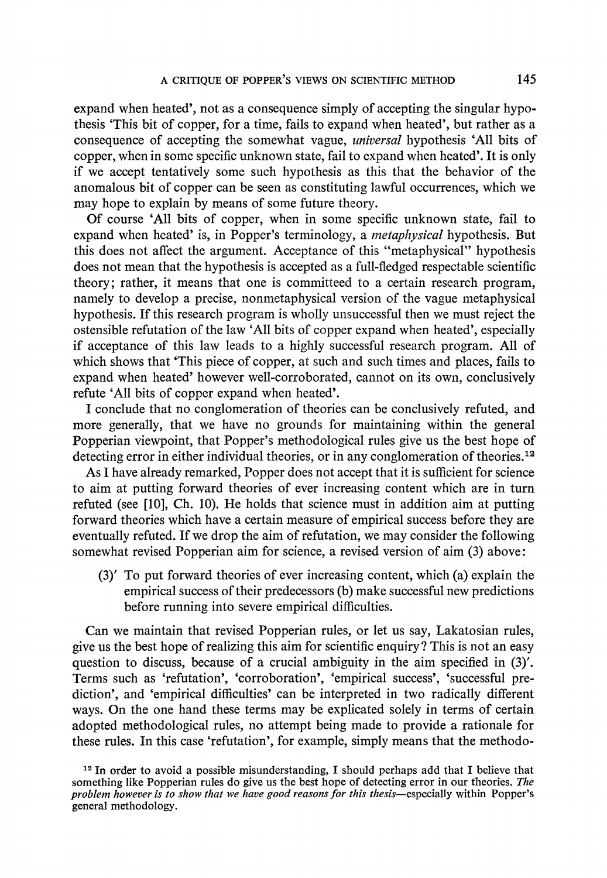expand when heated', not as a consequence simply of accepting the singular hypothesis 'This bit of copper, for a time, fails to expand when heated', but rather as a consequence of accepting the somewhat vague, *universal* hypothesis 'All bits of copper, when in some specific unknown state, fail to expand when heated'. It is only if we accept tentatively some such hypothesis as this that the behavior of the anomalous bit of copper can be seen as constituting lawful occurrences, which we may hope to explain by means of some future theory.

Of course 'All bits of copper, when in some specific unknown state, fail to expand when heated' is, in Popper's terminology, a *metaphysical* hypothesis. But this does not affect the argument. Acceptance of this "metaphysical" hypothesis does not mean that the hypothesis is accepted as a full-fledged respectable scientific theory; rather, it means that one is committed to a certain research program, namely to develop a precise, nonmetaphysical version of the vague metaphysical hypothesis. If this research program is wholly unsuccessful then we must reject the ostensible refutation of the law 'All bits of copper expand when heated', especially if acceptance of this law leads to a highly successful research program. All of which shows that 'This piece of copper, at such and such times and places, fails to expand when heated' however well-corroborated, cannot on its own, conclusively refute 'All bits of copper expand when heated'.

I conclude that no conglomeration of theories can be conclusively refuted, and more generally, that we have no grounds for maintaining within the general Popperian viewpoint, that Popper's methodological rules give us the best hope of detecting error in either individual theories, or in any conglomeration of theories.[12]

As I have already remarked, Popper does not accept that it is sufficient for science to aim at putting forward theories of ever increasing content which are in turn refuted (see [10], Ch. 10). He holds that science must in addition aim at putting forward theories which have a certain measure of empirical success before they are eventually refuted. If we drop the aim of refutation, we may consider the following somewhat revised Popperian aim for science, a revised version of aim (3) above:

> (3)′ To put forward theories of ever increasing content, which (a) explain the empirical success of their predecessors (b) make successful new predictions before running into severe empirical difficulties.

Can we maintain that revised Popperian rules, or let us say, Lakatosian rules, give us the best hope of realizing this aim for scientific enquiry? This is not an easy question to discuss, because of a crucial ambiguity in the aim specified in (3)′. Terms such as 'refutation', 'corroboration', 'empirical success', 'successful prediction', and 'empirical difficulties' can be interpreted in two radically different ways. On the one hand these terms may be explicated solely in terms of certain adopted methodological rules, no attempt being made to provide a rationale for these rules. In this case 'refutation', for example, simply means that the methodo-

[12] In order to avoid a possible misunderstanding, I should perhaps add that I believe that something like Popperian rules do give us the best hope of detecting error in our theories. *The problem however is to show that we have good reasons for this thesis*—especially within Popper's general methodology.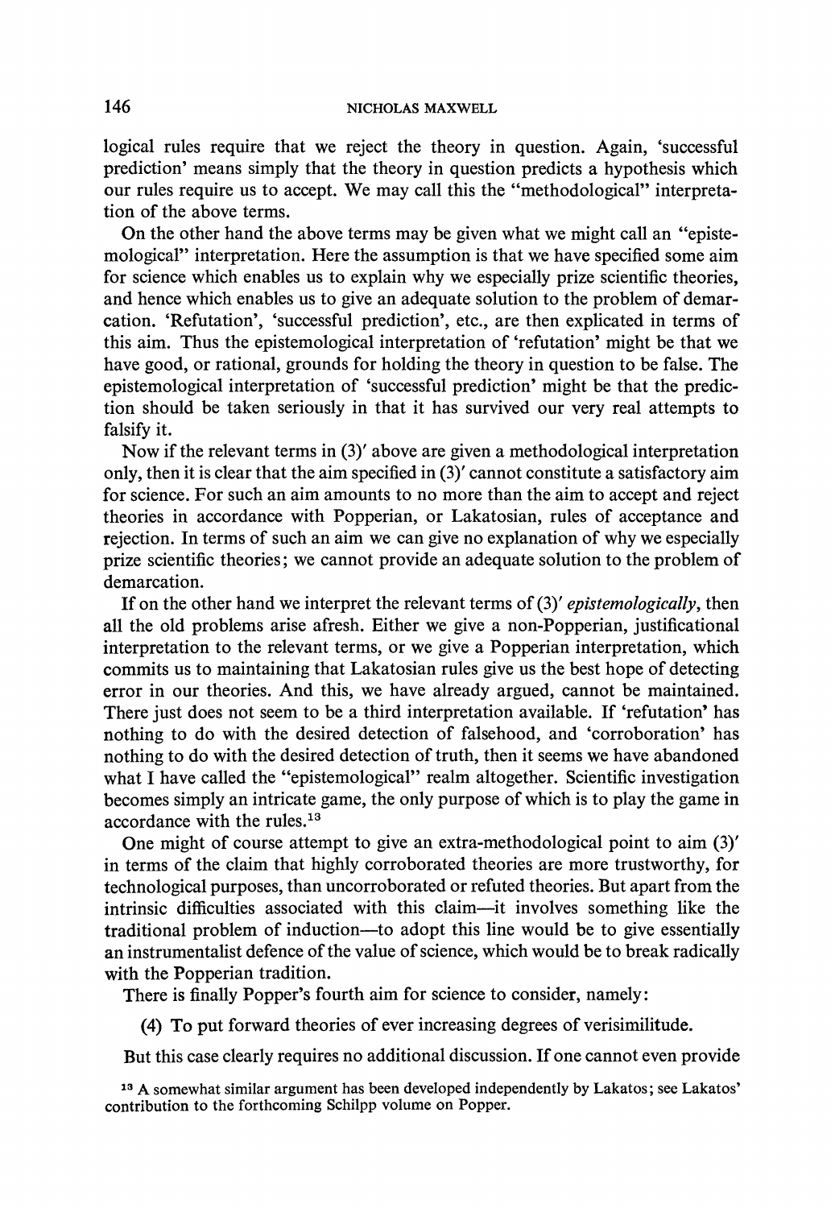logical rules require that we reject the theory in question. Again, 'successful prediction' means simply that the theory in question predicts a hypothesis which our rules require us to accept. We may call this the "methodological" interpretation of the above terms.

On the other hand the above terms may be given what we might call an "epistemological" interpretation. Here the assumption is that we have specified some aim for science which enables us to explain why we especially prize scientific theories, and hence which enables us to give an adequate solution to the problem of demarcation. 'Refutation', 'successful prediction', etc., are then explicated in terms of this aim. Thus the epistemological interpretation of 'refutation' might be that we have good, or rational, grounds for holding the theory in question to be false. The epistemological interpretation of 'successful prediction' might be that the prediction should be taken seriously in that it has survived our very real attempts to falsify it.

Now if the relevant terms in (3)′ above are given a methodological interpretation only, then it is clear that the aim specified in (3)′ cannot constitute a satisfactory aim for science. For such an aim amounts to no more than the aim to accept and reject theories in accordance with Popperian, or Lakatosian, rules of acceptance and rejection. In terms of such an aim we can give no explanation of why we especially prize scientific theories; we cannot provide an adequate solution to the problem of demarcation.

If on the other hand we interpret the relevant terms of (3)′ *epistemologically*, then all the old problems arise afresh. Either we give a non-Popperian, justificational interpretation to the relevant terms, or we give a Popperian interpretation, which commits us to maintaining that Lakatosian rules give us the best hope of detecting error in our theories. And this, we have already argued, cannot be maintained. There just does not seem to be a third interpretation available. If 'refutation' has nothing to do with the desired detection of falsehood, and 'corroboration' has nothing to do with the desired detection of truth, then it seems we have abandoned what I have called the "epistemological" realm altogether. Scientific investigation becomes simply an intricate game, the only purpose of which is to play the game in accordance with the rules.[13]

One might of course attempt to give an extra-methodological point to aim (3)′ in terms of the claim that highly corroborated theories are more trustworthy, for technological purposes, than uncorroborated or refuted theories. But apart from the intrinsic difficulties associated with this claim—it involves something like the traditional problem of induction—to adopt this line would be to give essentially an instrumentalist defence of the value of science, which would be to break radically with the Popperian tradition.

There is finally Popper's fourth aim for science to consider, namely:

(4) To put forward theories of ever increasing degrees of verisimilitude.

But this case clearly requires no additional discussion. If one cannot even provide

[13] A somewhat similar argument has been developed independently by Lakatos; see Lakatos' contribution to the forthcoming Schilpp volume on Popper.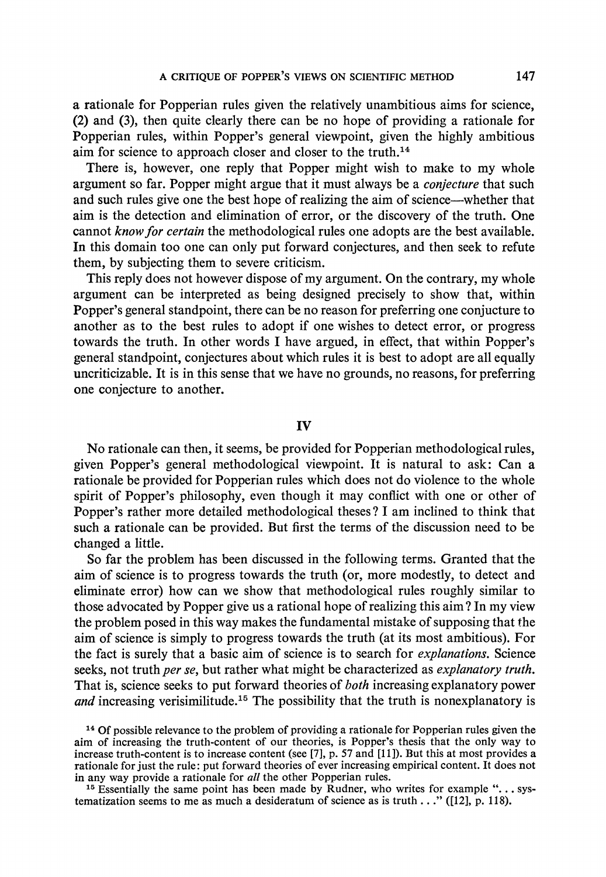a rationale for Popperian rules given the relatively unambitious aims for science, (2) and (3), then quite clearly there can be no hope of providing a rationale for Popperian rules, within Popper's general viewpoint, given the highly ambitious aim for science to approach closer and closer to the truth.[14]

There is, however, one reply that Popper might wish to make to my whole argument so far. Popper might argue that it must always be a *conjecture* that such and such rules give one the best hope of realizing the aim of science—whether that aim is the detection and elimination of error, or the discovery of the truth. One cannot *know for certain* the methodological rules one adopts are the best available. In this domain too one can only put forward conjectures, and then seek to refute them, by subjecting them to severe criticism.

This reply does not however dispose of my argument. On the contrary, my whole argument can be interpreted as being designed precisely to show that, within Popper's general standpoint, there can be no reason for preferring one conjucture to another as to the best rules to adopt if one wishes to detect error, or progress towards the truth. In other words I have argued, in effect, that within Popper's general standpoint, conjectures about which rules it is best to adopt are all equally uncriticizable. It is in this sense that we have no grounds, no reasons, for preferring one conjecture to another.

## IV

No rationale can then, it seems, be provided for Popperian methodological rules, given Popper's general methodological viewpoint. It is natural to ask: Can a rationale be provided for Popperian rules which does not do violence to the whole spirit of Popper's philosophy, even though it may conflict with one or other of Popper's rather more detailed methodological theses? I am inclined to think that such a rationale can be provided. But first the terms of the discussion need to be changed a little.

So far the problem has been discussed in the following terms. Granted that the aim of science is to progress towards the truth (or, more modestly, to detect and eliminate error) how can we show that methodological rules roughly similar to those advocated by Popper give us a rational hope of realizing this aim? In my view the problem posed in this way makes the fundamental mistake of supposing that the aim of science is simply to progress towards the truth (at its most ambitious). For the fact is surely that a basic aim of science is to search for *explanations.* Science seeks, not truth *per se*, but rather what might be characterized as *explanatory truth.* That is, science seeks to put forward theories of *both* increasing explanatory power *and* increasing verisimilitude.[15] The possibility that the truth is nonexplanatory is

[14] Of possible relevance to the problem of providing a rationale for Popperian rules given the aim of increasing the truth-content of our theories, is Popper's thesis that the only way to increase truth-content is to increase content (see [7], p. 57 and [11]). But this at most provides a rationale for just the rule: put forward theories of ever increasing empirical content. It does not in any way provide a rationale for *all* the other Popperian rules.

[15] Essentially the same point has been made by Rudner, who writes for example "... systematization seems to me as much a desideratum of science as is truth ..." ([12], p. 118).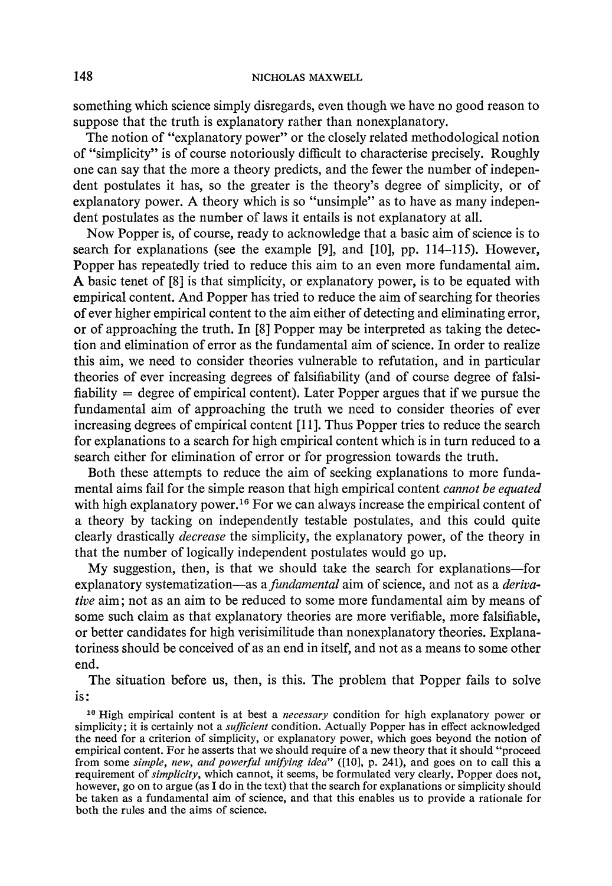something which science simply disregards, even though we have no good reason to suppose that the truth is explanatory rather than nonexplanatory.

The notion of "explanatory power" or the closely related methodological notion of "simplicity" is of course notoriously difficult to characterise precisely. Roughly one can say that the more a theory predicts, and the fewer the number of independent postulates it has, so the greater is the theory's degree of simplicity, or of explanatory power. A theory which is so "unsimple" as to have as many independent postulates as the number of laws it entails is not explanatory at all.

Now Popper is, of course, ready to acknowledge that a basic aim of science is to search for explanations (see the example [9], and [10], pp. 114–115). However, Popper has repeatedly tried to reduce this aim to an even more fundamental aim. A basic tenet of [8] is that simplicity, or explanatory power, is to be equated with empirical content. And Popper has tried to reduce the aim of searching for theories of ever higher empirical content to the aim either of detecting and eliminating error, or of approaching the truth. In [8] Popper may be interpreted as taking the detection and elimination of error as the fundamental aim of science. In order to realize this aim, we need to consider theories vulnerable to refutation, and in particular theories of ever increasing degrees of falsifiability (and of course degree of falsifiability = degree of empirical content). Later Popper argues that if we pursue the fundamental aim of approaching the truth we need to consider theories of ever increasing degrees of empirical content [11]. Thus Popper tries to reduce the search for explanations to a search for high empirical content which is in turn reduced to a search either for elimination of error or for progression towards the truth.

Both these attempts to reduce the aim of seeking explanations to more fundamental aims fail for the simple reason that high empirical content *cannot be equated* with high explanatory power.[16] For we can always increase the empirical content of a theory by tacking on independently testable postulates, and this could quite clearly drastically *decrease* the simplicity, the explanatory power, of the theory in that the number of logically independent postulates would go up.

My suggestion, then, is that we should take the search for explanations—for explanatory systematization—as a *fundamental* aim of science, and not as a *derivative* aim; not as an aim to be reduced to some more fundamental aim by means of some such claim as that explanatory theories are more verifiable, more falsifiable, or better candidates for high verisimilitude than nonexplanatory theories. Explanatoriness should be conceived of as an end in itself, and not as a means to some other end.

The situation before us, then, is this. The problem that Popper fails to solve is:

[16] High empirical content is at best a *necessary* condition for high explanatory power or simplicity; it is certainly not a *sufficient* condition. Actually Popper has in effect acknowledged the need for a criterion of simplicity, or explanatory power, which goes beyond the notion of empirical content. For he asserts that we should require of a new theory that it should "proceed from some *simple, new, and powerful unifying idea*" ([10], p. 241), and goes on to call this a requirement of *simplicity*, which cannot, it seems, be formulated very clearly. Popper does not, however, go on to argue (as I do in the text) that the search for explanations or simplicity should be taken as a fundamental aim of science, and that this enables us to provide a rationale for both the rules and the aims of science.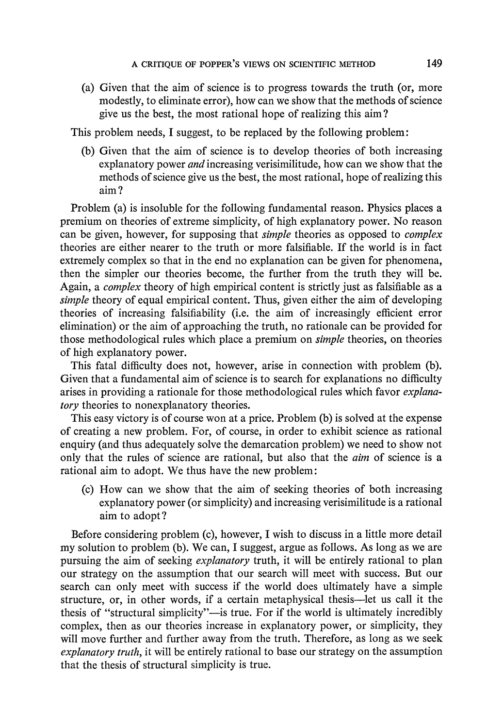(a) Given that the aim of science is to progress towards the truth (or, more modestly, to eliminate error), how can we show that the methods of science give us the best, the most rational hope of realizing this aim?

This problem needs, I suggest, to be replaced by the following problem:

(b) Given that the aim of science is to develop theories of both increasing explanatory power *and* increasing verisimilitude, how can we show that the methods of science give us the best, the most rational, hope of realizing this aim?

Problem (a) is insoluble for the following fundamental reason. Physics places a premium on theories of extreme simplicity, of high explanatory power. No reason can be given, however, for supposing that *simple* theories as opposed to *complex* theories are either nearer to the truth or more falsifiable. If the world is in fact extremely complex so that in the end no explanation can be given for phenomena, then the simpler our theories become, the further from the truth they will be. Again, a *complex* theory of high empirical content is strictly just as falsifiable as a *simple* theory of equal empirical content. Thus, given either the aim of developing theories of increasing falsifiability (i.e. the aim of increasingly efficient error elimination) or the aim of approaching the truth, no rationale can be provided for those methodological rules which place a premium on *simple* theories, on theories of high explanatory power.

This fatal difficulty does not, however, arise in connection with problem (b). Given that a fundamental aim of science is to search for explanations no difficulty arises in providing a rationale for those methodological rules which favor *explanatory* theories to nonexplanatory theories.

This easy victory is of course won at a price. Problem (b) is solved at the expense of creating a new problem. For, of course, in order to exhibit science as rational enquiry (and thus adequately solve the demarcation problem) we need to show not only that the rules of science are rational, but also that the *aim* of science is a rational aim to adopt. We thus have the new problem:

(c) How can we show that the aim of seeking theories of both increasing explanatory power (or simplicity) and increasing verisimilitude is a rational aim to adopt?

Before considering problem (c), however, I wish to discuss in a little more detail my solution to problem (b). We can, I suggest, argue as follows. As long as we are pursuing the aim of seeking *explanatory* truth, it will be entirely rational to plan our strategy on the assumption that our search will meet with success. But our search can only meet with success if the world does ultimately have a simple structure, or, in other words, if a certain metaphysical thesis—let us call it the thesis of "structural simplicity"—is true. For if the world is ultimately incredibly complex, then as our theories increase in explanatory power, or simplicity, they will move further and further away from the truth. Therefore, as long as we seek *explanatory truth*, it will be entirely rational to base our strategy on the assumption that the thesis of structural simplicity is true.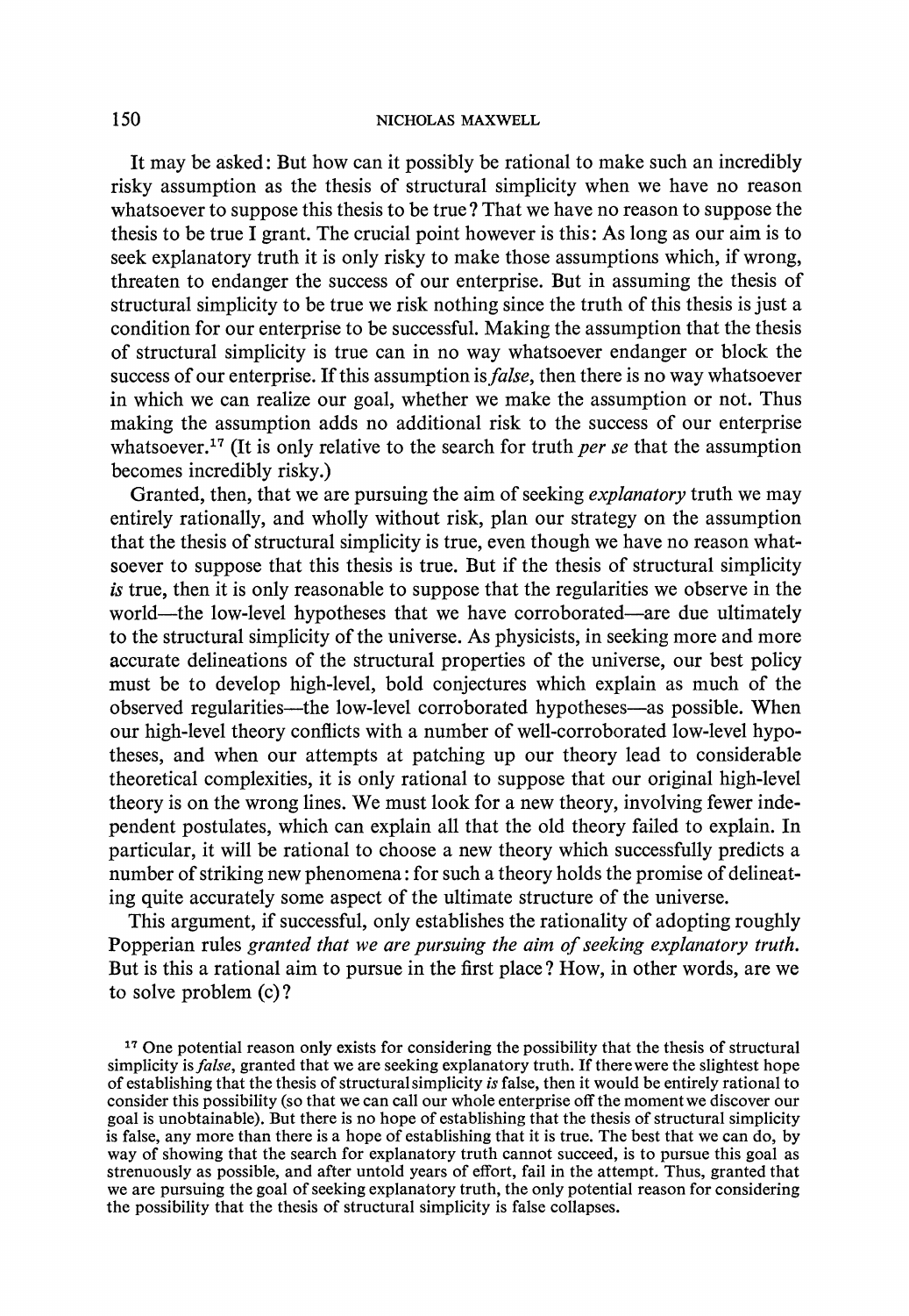It may be asked: But how can it possibly be rational to make such an incredibly risky assumption as the thesis of structural simplicity when we have no reason whatsoever to suppose this thesis to be true? That we have no reason to suppose the thesis to be true I grant. The crucial point however is this: As long as our aim is to seek explanatory truth it is only risky to make those assumptions which, if wrong, threaten to endanger the success of our enterprise. But in assuming the thesis of structural simplicity to be true we risk nothing since the truth of this thesis is just a condition for our enterprise to be successful. Making the assumption that the thesis of structural simplicity is true can in no way whatsoever endanger or block the success of our enterprise. If this assumption is *false*, then there is no way whatsoever in which we can realize our goal, whether we make the assumption or not. Thus making the assumption adds no additional risk to the success of our enterprise whatsoever.[17] (It is only relative to the search for truth *per se* that the assumption becomes incredibly risky.)

Granted, then, that we are pursuing the aim of seeking *explanatory* truth we may entirely rationally, and wholly without risk, plan our strategy on the assumption that the thesis of structural simplicity is true, even though we have no reason whatsoever to suppose that this thesis is true. But if the thesis of structural simplicity *is* true, then it is only reasonable to suppose that the regularities we observe in the world—the low-level hypotheses that we have corroborated—are due ultimately to the structural simplicity of the universe. As physicists, in seeking more and more accurate delineations of the structural properties of the universe, our best policy must be to develop high-level, bold conjectures which explain as much of the observed regularities—the low-level corroborated hypotheses—as possible. When our high-level theory conflicts with a number of well-corroborated low-level hypotheses, and when our attempts at patching up our theory lead to considerable theoretical complexities, it is only rational to suppose that our original high-level theory is on the wrong lines. We must look for a new theory, involving fewer independent postulates, which can explain all that the old theory failed to explain. In particular, it will be rational to choose a new theory which successfully predicts a number of striking new phenomena: for such a theory holds the promise of delineating quite accurately some aspect of the ultimate structure of the universe.

This argument, if successful, only establishes the rationality of adopting roughly Popperian rules *granted that we are pursuing the aim of seeking explanatory truth.* But is this a rational aim to pursue in the first place? How, in other words, are we to solve problem (c)?

[17] One potential reason only exists for considering the possibility that the thesis of structural simplicity is *false*, granted that we are seeking explanatory truth. If there were the slightest hope of establishing that the thesis of structural simplicity *is* false, then it would be entirely rational to consider this possibility (so that we can call our whole enterprise off the moment we discover our goal is unobtainable). But there is no hope of establishing that the thesis of structural simplicity is false, any more than there is a hope of establishing that it is true. The best that we can do, by way of showing that the search for explanatory truth cannot succeed, is to pursue this goal as strenuously as possible, and after untold years of effort, fail in the attempt. Thus, granted that we are pursuing the goal of seeking explanatory truth, the only potential reason for considering the possibility that the thesis of structural simplicity is false collapses.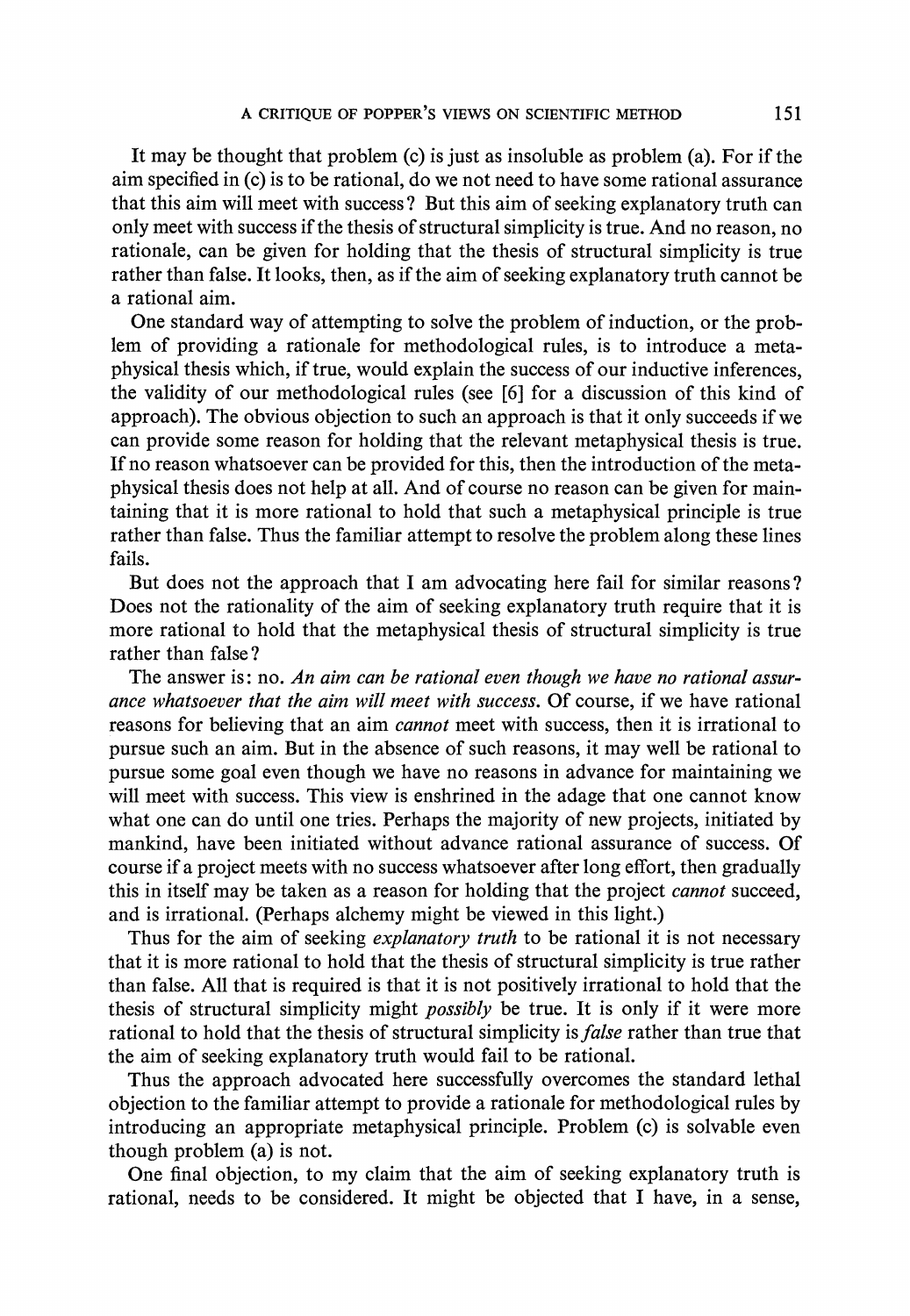It may be thought that problem (c) is just as insoluble as problem (a). For if the aim specified in (c) is to be rational, do we not need to have some rational assurance that this aim will meet with success? But this aim of seeking explanatory truth can only meet with success if the thesis of structural simplicity is true. And no reason, no rationale, can be given for holding that the thesis of structural simplicity is true rather than false. It looks, then, as if the aim of seeking explanatory truth cannot be a rational aim.

One standard way of attempting to solve the problem of induction, or the problem of providing a rationale for methodological rules, is to introduce a metaphysical thesis which, if true, would explain the success of our inductive inferences, the validity of our methodological rules (see [6] for a discussion of this kind of approach). The obvious objection to such an approach is that it only succeeds if we can provide some reason for holding that the relevant metaphysical thesis is true. If no reason whatsoever can be provided for this, then the introduction of the metaphysical thesis does not help at all. And of course no reason can be given for maintaining that it is more rational to hold that such a metaphysical principle is true rather than false. Thus the familiar attempt to resolve the problem along these lines fails.

But does not the approach that I am advocating here fail for similar reasons? Does not the rationality of the aim of seeking explanatory truth require that it is more rational to hold that the metaphysical thesis of structural simplicity is true rather than false?

The answer is: no. *An aim can be rational even though we have no rational assurance whatsoever that the aim will meet with success.* Of course, if we have rational reasons for believing that an aim *cannot* meet with success, then it is irrational to pursue such an aim. But in the absence of such reasons, it may well be rational to pursue some goal even though we have no reasons in advance for maintaining we will meet with success. This view is enshrined in the adage that one cannot know what one can do until one tries. Perhaps the majority of new projects, initiated by mankind, have been initiated without advance rational assurance of success. Of course if a project meets with no success whatsoever after long effort, then gradually this in itself may be taken as a reason for holding that the project *cannot* succeed, and is irrational. (Perhaps alchemy might be viewed in this light.)

Thus for the aim of seeking *explanatory truth* to be rational it is not necessary that it is more rational to hold that the thesis of structural simplicity is true rather than false. All that is required is that it is not positively irrational to hold that the thesis of structural simplicity might *possibly* be true. It is only if it were more rational to hold that the thesis of structural simplicity is *false* rather than true that the aim of seeking explanatory truth would fail to be rational.

Thus the approach advocated here successfully overcomes the standard lethal objection to the familiar attempt to provide a rationale for methodological rules by introducing an appropriate metaphysical principle. Problem (c) is solvable even though problem (a) is not.

One final objection, to my claim that the aim of seeking explanatory truth is rational, needs to be considered. It might be objected that I have, in a sense,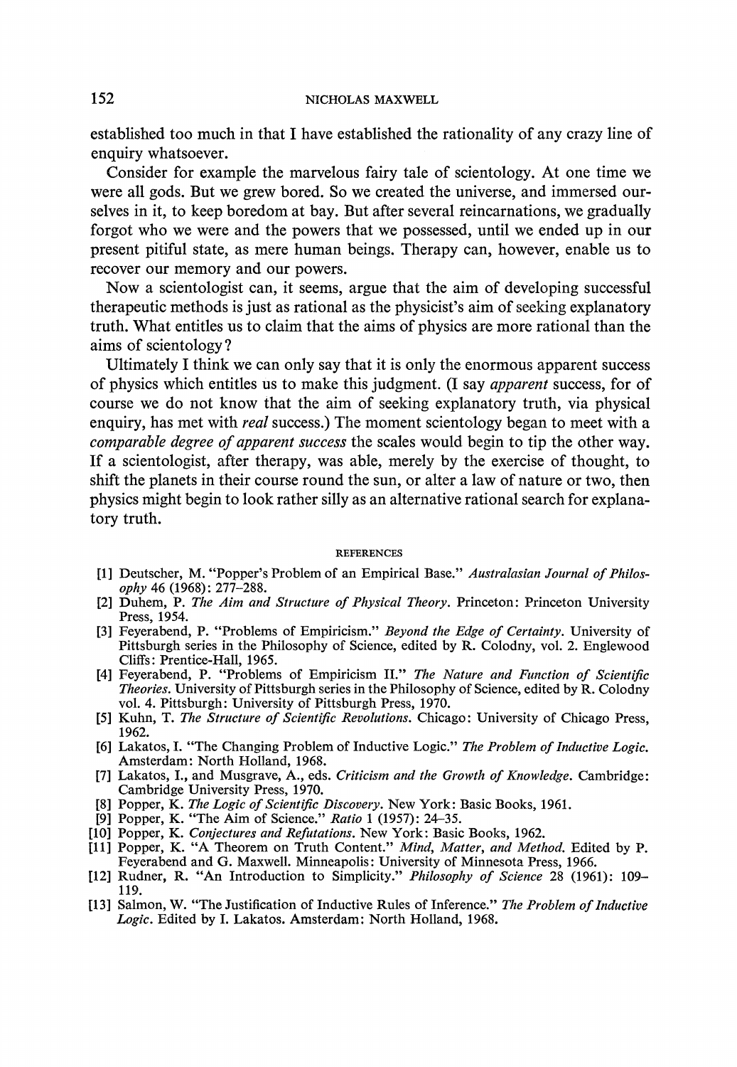established too much in that I have established the rationality of any crazy line of enquiry whatsoever.

Consider for example the marvelous fairy tale of scientology. At one time we were all gods. But we grew bored. So we created the universe, and immersed ourselves in it, to keep boredom at bay. But after several reincarnations, we gradually forgot who we were and the powers that we possessed, until we ended up in our present pitiful state, as mere human beings. Therapy can, however, enable us to recover our memory and our powers.

Now a scientologist can, it seems, argue that the aim of developing successful therapeutic methods is just as rational as the physicist's aim of seeking explanatory truth. What entitles us to claim that the aims of physics are more rational than the aims of scientology?

Ultimately I think we can only say that it is only the enormous apparent success of physics which entitles us to make this judgment. (I say *apparent* success, for of course we do not know that the aim of seeking explanatory truth, via physical enquiry, has met with *real* success.) The moment scientology began to meet with a *comparable degree of apparent success* the scales would begin to tip the other way. If a scientologist, after therapy, was able, merely by the exercise of thought, to shift the planets in their course round the sun, or alter a law of nature or two, then physics might begin to look rather silly as an alternative rational search for explanatory truth.

## REFERENCES

[1] Deutscher, M. "Popper's Problem of an Empirical Base." *Australasian Journal of Philosophy* 46 (1968): 277–288.

[2] Duhem, P. *The Aim and Structure of Physical Theory*. Princeton: Princeton University Press, 1954.

[3] Feyerabend, P. "Problems of Empiricism." *Beyond the Edge of Certainty*. University of Pittsburgh series in the Philosophy of Science, edited by R. Colodny, vol. 2. Englewood Cliffs: Prentice-Hall, 1965.

[4] Feyerabend, P. "Problems of Empiricism II." *The Nature and Function of Scientific Theories*. University of Pittsburgh series in the Philosophy of Science, edited by R. Colodny vol. 4. Pittsburgh: University of Pittsburgh Press, 1970.

[5] Kuhn, T. *The Structure of Scientific Revolutions*. Chicago: University of Chicago Press, 1962.

[6] Lakatos, I. "The Changing Problem of Inductive Logic." *The Problem of Inductive Logic*. Amsterdam: North Holland, 1968.

[7] Lakatos, I., and Musgrave, A., eds. *Criticism and the Growth of Knowledge*. Cambridge: Cambridge University Press, 1970.

[8] Popper, K. *The Logic of Scientific Discovery*. New York: Basic Books, 1961.

[9] Popper, K. "The Aim of Science." *Ratio* 1 (1957): 24–35.

[10] Popper, K. *Conjectures and Refutations*. New York: Basic Books, 1962.

[11] Popper, K. "A Theorem on Truth Content." *Mind, Matter, and Method*. Edited by P. Feyerabend and G. Maxwell. Minneapolis: University of Minnesota Press, 1966.

[12] Rudner, R. "An Introduction to Simplicity." *Philosophy of Science* 28 (1961): 109–119.

[13] Salmon, W. "The Justification of Inductive Rules of Inference." *The Problem of Inductive Logic*. Edited by I. Lakatos. Amsterdam: North Holland, 1968.